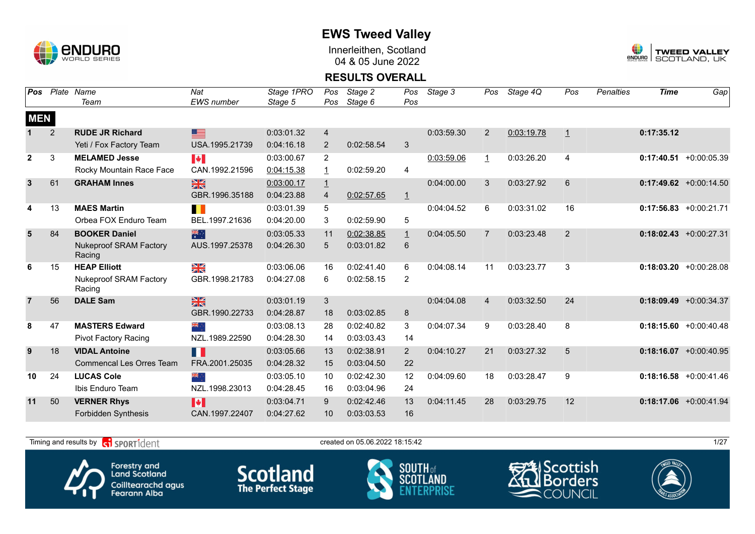# EWS Tweed Valley

Innerleithen, Scotland
04 & 05 June 2022

## RESULTS OVERALL

| Pos | Plate | Name / Team | Nat / EWS number | Stage 1PRO / Stage 5 | Pos / Pos | Stage 2 / Stage 6 | Pos / Pos | Stage 3 | Pos | Stage 4Q | Pos | Penalties | Time | Gap |
|---|---|---|---|---|---|---|---|---|---|---|---|---|---|---|
| **MEN** | | | | | | | | | | | | | | |
| 1 | 2 | **RUDE JR Richard** | | 0:03:01.32 | 4 | | | 0:03:59.30 | 2 | 0:03:19.78 | 1 | | **0:17:35.12** | |
| | | Yeti / Fox Factory Team | USA.1995.21739 | 0:04:16.18 | 2 | 0:02:58.54 | 3 | | | | | | | |
| 2 | 3 | **MELAMED Jesse** | | 0:03:00.67 | 2 | | | 0:03:59.06 | 1 | 0:03:26.20 | 4 | | **0:17:40.51** | +0:00:05.39 |
| | | Rocky Mountain Race Face | CAN.1992.21596 | 0:04:15.38 | 1 | 0:02:59.20 | 4 | | | | | | | |
| 3 | 61 | **GRAHAM Innes** | | 0:03:00.17 | 1 | | | 0:04:00.00 | 3 | 0:03:27.92 | 6 | | **0:17:49.62** | +0:00:14.50 |
| | | | GBR.1996.35188 | 0:04:23.88 | 4 | 0:02:57.65 | 1 | | | | | | | |
| 4 | 13 | **MAES Martin** | | 0:03:01.39 | 5 | | | 0:04:04.52 | 6 | 0:03:31.02 | 16 | | **0:17:56.83** | +0:00:21.71 |
| | | Orbea FOX Enduro Team | BEL.1997.21636 | 0:04:20.00 | 3 | 0:02:59.90 | 5 | | | | | | | |
| 5 | 84 | **BOOKER Daniel** | | 0:03:05.33 | 11 | 0:02:38.85 | 1 | 0:04:05.50 | 7 | 0:03:23.48 | 2 | | **0:18:02.43** | +0:00:27.31 |
| | | Nukeproof SRAM Factory Racing | AUS.1997.25378 | 0:04:26.30 | 5 | 0:03:01.82 | 6 | | | | | | | |
| 6 | 15 | **HEAP Elliott** | | 0:03:06.06 | 16 | 0:02:41.40 | 6 | 0:04:08.14 | 11 | 0:03:23.77 | 3 | | **0:18:03.20** | +0:00:28.08 |
| | | Nukeproof SRAM Factory Racing | GBR.1998.21783 | 0:04:27.08 | 6 | 0:02:58.15 | 2 | | | | | | | |
| 7 | 56 | **DALE Sam** | | 0:03:01.19 | 3 | | | 0:04:04.08 | 4 | 0:03:32.50 | 24 | | **0:18:09.49** | +0:00:34.37 |
| | | | GBR.1990.22733 | 0:04:28.87 | 18 | 0:03:02.85 | 8 | | | | | | | |
| 8 | 47 | **MASTERS Edward** | | 0:03:08.13 | 28 | 0:02:40.82 | 3 | 0:04:07.34 | 9 | 0:03:28.40 | 8 | | **0:18:15.60** | +0:00:40.48 |
| | | Pivot Factory Racing | NZL.1989.22590 | 0:04:28.30 | 14 | 0:03:03.43 | 14 | | | | | | | |
| 9 | 18 | **VIDAL Antoine** | | 0:03:05.66 | 13 | 0:02:38.91 | 2 | 0:04:10.27 | 21 | 0:03:27.32 | 5 | | **0:18:16.07** | +0:00:40.95 |
| | | Commencal Les Orres Team | FRA.2001.25035 | 0:04:28.32 | 15 | 0:03:04.50 | 22 | | | | | | | |
| 10 | 24 | **LUCAS Cole** | | 0:03:05.10 | 10 | 0:02:42.30 | 12 | 0:04:09.60 | 18 | 0:03:28.47 | 9 | | **0:18:16.58** | +0:00:41.46 |
| | | Ibis Enduro Team | NZL.1998.23013 | 0:04:28.45 | 16 | 0:03:04.96 | 24 | | | | | | | |
| 11 | 50 | **VERNER Rhys** | | 0:03:04.71 | 9 | 0:02:42.46 | 13 | 0:04:11.45 | 28 | 0:03:29.75 | 12 | | **0:18:17.06** | +0:00:41.94 |
| | | Forbidden Synthesis | CAN.1997.22407 | 0:04:27.62 | 10 | 0:03:03.53 | 16 | | | | | | | |

Timing and results by SPORTident

created on 05.06.2022 18:15:42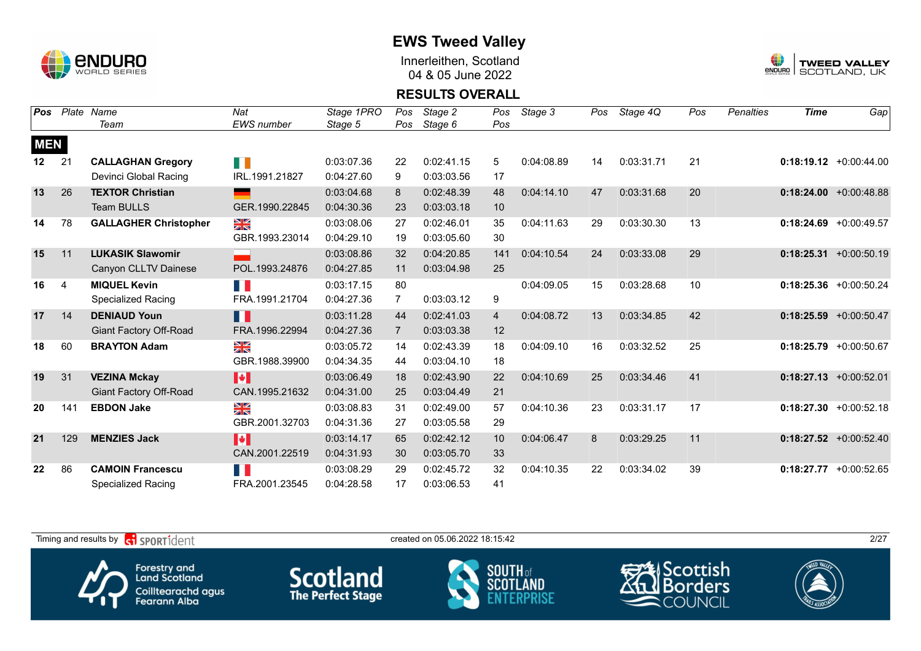# EWS Tweed Valley

Innerleithen, Scotland
04 & 05 June 2022

## RESULTS OVERALL

| Pos | Plate | Name / Team | Nat / EWS number | Stage 1PRO / Stage 5 | Pos / Pos | Stage 2 / Stage 6 | Pos / Pos | Stage 3 | Pos | Stage 4Q | Pos | Penalties | Time | Gap |
|---|---|---|---|---|---|---|---|---|---|---|---|---|---|---|
| **MEN** | | | | | | | | | | | | | | |
| 12 | 21 | **CALLAGHAN Gregory** | | 0:03:07.36 | 22 | 0:02:41.15 | 5 | 0:04:08.89 | 14 | 0:03:31.71 | 21 | | **0:18:19.12** | +0:00:44.00 |
| | | Devinci Global Racing | IRL.1991.21827 | 0:04:27.60 | 9 | 0:03:03.56 | 17 | | | | | | | |
| 13 | 26 | **TEXTOR Christian** | | 0:03:04.68 | 8 | 0:02:48.39 | 48 | 0:04:14.10 | 47 | 0:03:31.68 | 20 | | **0:18:24.00** | +0:00:48.88 |
| | | Team BULLS | GER.1990.22845 | 0:04:30.36 | 23 | 0:03:03.18 | 10 | | | | | | | |
| 14 | 78 | **GALLAGHER Christopher** | | 0:03:08.06 | 27 | 0:02:46.01 | 35 | 0:04:11.63 | 29 | 0:03:30.30 | 13 | | **0:18:24.69** | +0:00:49.57 |
| | | | GBR.1993.23014 | 0:04:29.10 | 19 | 0:03:05.60 | 30 | | | | | | | |
| 15 | 11 | **LUKASIK Slawomir** | | 0:03:08.86 | 32 | 0:04:20.85 | 141 | 0:04:10.54 | 24 | 0:03:33.08 | 29 | | **0:18:25.31** | +0:00:50.19 |
| | | Canyon CLLTV Dainese | POL.1993.24876 | 0:04:27.85 | 11 | 0:03:04.98 | 25 | | | | | | | |
| 16 | 4 | **MIQUEL Kevin** | | 0:03:17.15 | 80 | | | 0:04:09.05 | 15 | 0:03:28.68 | 10 | | **0:18:25.36** | +0:00:50.24 |
| | | Specialized Racing | FRA.1991.21704 | 0:04:27.36 | 7 | 0:03:03.12 | 9 | | | | | | | |
| 17 | 14 | **DENIAUD Youn** | | 0:03:11.28 | 44 | 0:02:41.03 | 4 | 0:04:08.72 | 13 | 0:03:34.85 | 42 | | **0:18:25.59** | +0:00:50.47 |
| | | Giant Factory Off-Road | FRA.1996.22994 | 0:04:27.36 | 7 | 0:03:03.38 | 12 | | | | | | | |
| 18 | 60 | **BRAYTON Adam** | | 0:03:05.72 | 14 | 0:02:43.39 | 18 | 0:04:09.10 | 16 | 0:03:32.52 | 25 | | **0:18:25.79** | +0:00:50.67 |
| | | | GBR.1988.39900 | 0:04:34.35 | 44 | 0:03:04.10 | 18 | | | | | | | |
| 19 | 31 | **VEZINA Mckay** | | 0:03:06.49 | 18 | 0:02:43.90 | 22 | 0:04:10.69 | 25 | 0:03:34.46 | 41 | | **0:18:27.13** | +0:00:52.01 |
| | | Giant Factory Off-Road | CAN.1995.21632 | 0:04:31.00 | 25 | 0:03:04.49 | 21 | | | | | | | |
| 20 | 141 | **EBDON Jake** | | 0:03:08.83 | 31 | 0:02:49.00 | 57 | 0:04:10.36 | 23 | 0:03:31.17 | 17 | | **0:18:27.30** | +0:00:52.18 |
| | | | GBR.2001.32703 | 0:04:31.36 | 27 | 0:03:05.58 | 29 | | | | | | | |
| 21 | 129 | **MENZIES Jack** | | 0:03:14.17 | 65 | 0:02:42.12 | 10 | 0:04:06.47 | 8 | 0:03:29.25 | 11 | | **0:18:27.52** | +0:00:52.40 |
| | | | CAN.2001.22519 | 0:04:31.93 | 30 | 0:03:05.70 | 33 | | | | | | | |
| 22 | 86 | **CAMOIN Francescu** | | 0:03:08.29 | 29 | 0:02:45.72 | 32 | 0:04:10.35 | 22 | 0:03:34.02 | 39 | | **0:18:27.77** | +0:00:52.65 |
| | | Specialized Racing | FRA.2001.23545 | 0:04:28.58 | 17 | 0:03:06.53 | 41 | | | | | | | |

Timing and results by SPORTident — created on 05.06.2022 18:15:42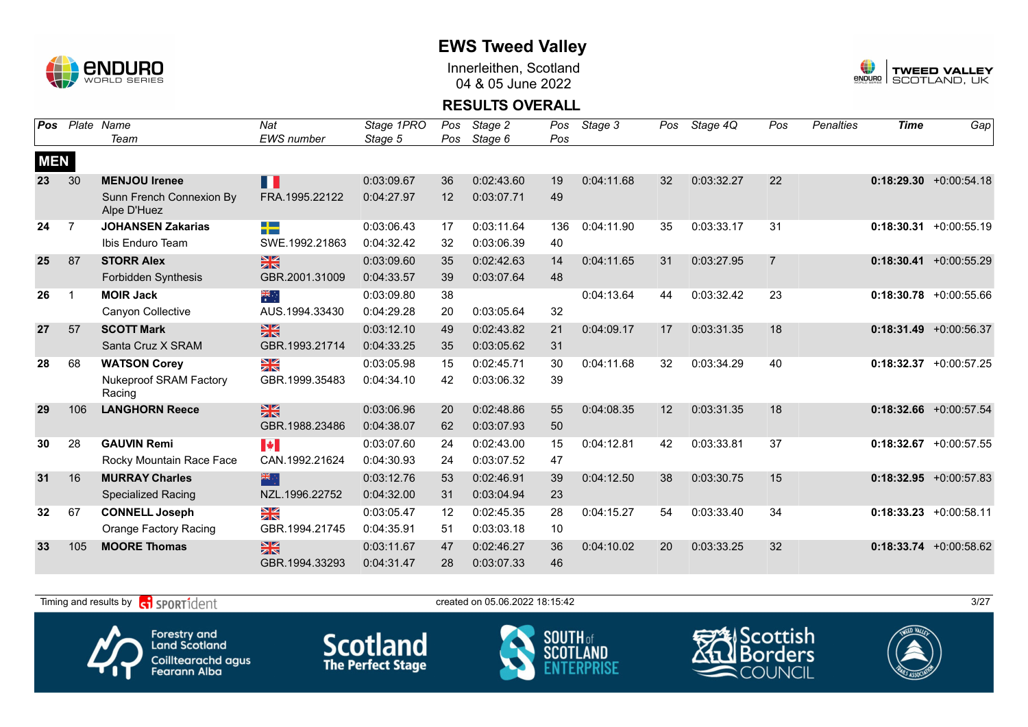# EWS Tweed Valley

Innerleithen, Scotland
04 & 05 June 2022

## RESULTS OVERALL

| Pos | Plate | Name / Team | Nat / EWS number | Stage 1PRO / Stage 5 | Pos / Pos | Stage 2 / Stage 6 | Pos / Pos | Stage 3 | Pos | Stage 4Q | Pos | Penalties | Time | Gap |
|---|---|---|---|---|---|---|---|---|---|---|---|---|---|---|
| **MEN** | | | | | | | | | | | | | | |
| 23 | 30 | **MENJOU Irenee** | | 0:03:09.67 | 36 | 0:02:43.60 | 19 | 0:04:11.68 | 32 | 0:03:32.27 | 22 | | **0:18:29.30** | +0:00:54.18 |
| | | Sunn French Connexion By Alpe D'Huez | FRA.1995.22122 | 0:04:27.97 | 12 | 0:03:07.71 | 49 | | | | | | | |
| 24 | 7 | **JOHANSEN Zakarias** | | 0:03:06.43 | 17 | 0:03:11.64 | 136 | 0:04:11.90 | 35 | 0:03:33.17 | 31 | | **0:18:30.31** | +0:00:55.19 |
| | | Ibis Enduro Team | SWE.1992.21863 | 0:04:32.42 | 32 | 0:03:06.39 | 40 | | | | | | | |
| 25 | 87 | **STORR Alex** | | 0:03:09.60 | 35 | 0:02:42.63 | 14 | 0:04:11.65 | 31 | 0:03:27.95 | 7 | | **0:18:30.41** | +0:00:55.29 |
| | | Forbidden Synthesis | GBR.2001.31009 | 0:04:33.57 | 39 | 0:03:07.64 | 48 | | | | | | | |
| 26 | 1 | **MOIR Jack** | | 0:03:09.80 | 38 | | | 0:04:13.64 | 44 | 0:03:32.42 | 23 | | **0:18:30.78** | +0:00:55.66 |
| | | Canyon Collective | AUS.1994.33430 | 0:04:29.28 | 20 | 0:03:05.64 | 32 | | | | | | | |
| 27 | 57 | **SCOTT Mark** | | 0:03:12.10 | 49 | 0:02:43.82 | 21 | 0:04:09.17 | 17 | 0:03:31.35 | 18 | | **0:18:31.49** | +0:00:56.37 |
| | | Santa Cruz X SRAM | GBR.1993.21714 | 0:04:33.25 | 35 | 0:03:05.62 | 31 | | | | | | | |
| 28 | 68 | **WATSON Corey** | | 0:03:05.98 | 15 | 0:02:45.71 | 30 | 0:04:11.68 | 32 | 0:03:34.29 | 40 | | **0:18:32.37** | +0:00:57.25 |
| | | Nukeproof SRAM Factory Racing | GBR.1999.35483 | 0:04:34.10 | 42 | 0:03:06.32 | 39 | | | | | | | |
| 29 | 106 | **LANGHORN Reece** | | 0:03:06.96 | 20 | 0:02:48.86 | 55 | 0:04:08.35 | 12 | 0:03:31.35 | 18 | | **0:18:32.66** | +0:00:57.54 |
| | | | GBR.1988.23486 | 0:04:38.07 | 62 | 0:03:07.93 | 50 | | | | | | | |
| 30 | 28 | **GAUVIN Remi** | | 0:03:07.60 | 24 | 0:02:43.00 | 15 | 0:04:12.81 | 42 | 0:03:33.81 | 37 | | **0:18:32.67** | +0:00:57.55 |
| | | Rocky Mountain Race Face | CAN.1992.21624 | 0:04:30.93 | 24 | 0:03:07.52 | 47 | | | | | | | |
| 31 | 16 | **MURRAY Charles** | | 0:03:12.76 | 53 | 0:02:46.91 | 39 | 0:04:12.50 | 38 | 0:03:30.75 | 15 | | **0:18:32.95** | +0:00:57.83 |
| | | Specialized Racing | NZL.1996.22752 | 0:04:32.00 | 31 | 0:03:04.94 | 23 | | | | | | | |
| 32 | 67 | **CONNELL Joseph** | | 0:03:05.47 | 12 | 0:02:45.35 | 28 | 0:04:15.27 | 54 | 0:03:33.40 | 34 | | **0:18:33.23** | +0:00:58.11 |
| | | Orange Factory Racing | GBR.1994.21745 | 0:04:35.91 | 51 | 0:03:03.18 | 10 | | | | | | | |
| 33 | 105 | **MOORE Thomas** | | 0:03:11.67 | 47 | 0:02:46.27 | 36 | 0:04:10.02 | 20 | 0:03:33.25 | 32 | | **0:18:33.74** | +0:00:58.62 |
| | | | GBR.1994.33293 | 0:04:31.47 | 28 | 0:03:07.33 | 46 | | | | | | | |

Timing and results by SPORTident

created on 05.06.2022 18:15:42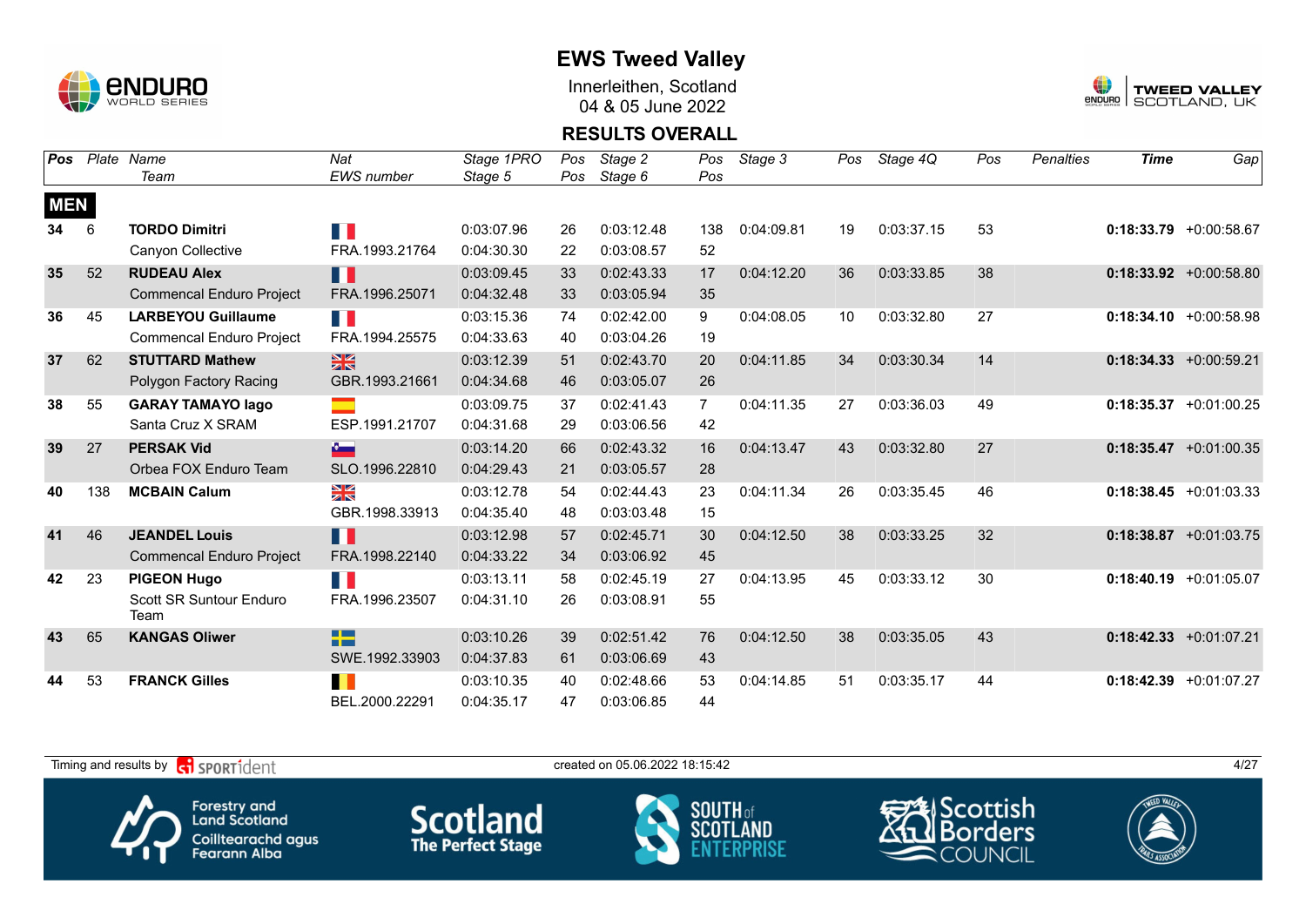# EWS Tweed Valley

Innerleithen, Scotland
04 & 05 June 2022

## RESULTS OVERALL

| Pos | Plate | Name / Team | Nat / EWS number | Stage 1PRO / Stage 5 | Pos / Pos | Stage 2 / Stage 6 | Pos / Pos | Stage 3 | Pos | Stage 4Q | Pos | Penalties | Time | Gap |
|---|---|---|---|---|---|---|---|---|---|---|---|---|---|---|
| **MEN** | | | | | | | | | | | | | | |
| 34 | 6 | **TORDO Dimitri** | | 0:03:07.96 | 26 | 0:03:12.48 | 138 | 0:04:09.81 | 19 | 0:03:37.15 | 53 | | **0:18:33.79** | +0:00:58.67 |
| | | Canyon Collective | FRA.1993.21764 | 0:04:30.30 | 22 | 0:03:08.57 | 52 | | | | | | | |
| 35 | 52 | **RUDEAU Alex** | | 0:03:09.45 | 33 | 0:02:43.33 | 17 | 0:04:12.20 | 36 | 0:03:33.85 | 38 | | **0:18:33.92** | +0:00:58.80 |
| | | Commencal Enduro Project | FRA.1996.25071 | 0:04:32.48 | 33 | 0:03:05.94 | 35 | | | | | | | |
| 36 | 45 | **LARBEYOU Guillaume** | | 0:03:15.36 | 74 | 0:02:42.00 | 9 | 0:04:08.05 | 10 | 0:03:32.80 | 27 | | **0:18:34.10** | +0:00:58.98 |
| | | Commencal Enduro Project | FRA.1994.25575 | 0:04:33.63 | 40 | 0:03:04.26 | 19 | | | | | | | |
| 37 | 62 | **STUTTARD Mathew** | | 0:03:12.39 | 51 | 0:02:43.70 | 20 | 0:04:11.85 | 34 | 0:03:30.34 | 14 | | **0:18:34.33** | +0:00:59.21 |
| | | Polygon Factory Racing | GBR.1993.21661 | 0:04:34.68 | 46 | 0:03:05.07 | 26 | | | | | | | |
| 38 | 55 | **GARAY TAMAYO Iago** | | 0:03:09.75 | 37 | 0:02:41.43 | 7 | 0:04:11.35 | 27 | 0:03:36.03 | 49 | | **0:18:35.37** | +0:01:00.25 |
| | | Santa Cruz X SRAM | ESP.1991.21707 | 0:04:31.68 | 29 | 0:03:06.56 | 42 | | | | | | | |
| 39 | 27 | **PERSAK Vid** | | 0:03:14.20 | 66 | 0:02:43.32 | 16 | 0:04:13.47 | 43 | 0:03:32.80 | 27 | | **0:18:35.47** | +0:01:00.35 |
| | | Orbea FOX Enduro Team | SLO.1996.22810 | 0:04:29.43 | 21 | 0:03:05.57 | 28 | | | | | | | |
| 40 | 138 | **MCBAIN Calum** | | 0:03:12.78 | 54 | 0:02:44.43 | 23 | 0:04:11.34 | 26 | 0:03:35.45 | 46 | | **0:18:38.45** | +0:01:03.33 |
| | | | GBR.1998.33913 | 0:04:35.40 | 48 | 0:03:03.48 | 15 | | | | | | | |
| 41 | 46 | **JEANDEL Louis** | | 0:03:12.98 | 57 | 0:02:45.71 | 30 | 0:04:12.50 | 38 | 0:03:33.25 | 32 | | **0:18:38.87** | +0:01:03.75 |
| | | Commencal Enduro Project | FRA.1998.22140 | 0:04:33.22 | 34 | 0:03:06.92 | 45 | | | | | | | |
| 42 | 23 | **PIGEON Hugo** | | 0:03:13.11 | 58 | 0:02:45.19 | 27 | 0:04:13.95 | 45 | 0:03:33.12 | 30 | | **0:18:40.19** | +0:01:05.07 |
| | | Scott SR Suntour Enduro Team | FRA.1996.23507 | 0:04:31.10 | 26 | 0:03:08.91 | 55 | | | | | | | |
| 43 | 65 | **KANGAS Oliwer** | | 0:03:10.26 | 39 | 0:02:51.42 | 76 | 0:04:12.50 | 38 | 0:03:35.05 | 43 | | **0:18:42.33** | +0:01:07.21 |
| | | | SWE.1992.33903 | 0:04:37.83 | 61 | 0:03:06.69 | 43 | | | | | | | |
| 44 | 53 | **FRANCK Gilles** | | 0:03:10.35 | 40 | 0:02:48.66 | 53 | 0:04:14.85 | 51 | 0:03:35.17 | 44 | | **0:18:42.39** | +0:01:07.27 |
| | | | BEL.2000.22291 | 0:04:35.17 | 47 | 0:03:06.85 | 44 | | | | | | | |

Timing and results by SPORTident — created on 05.06.2022 18:15:42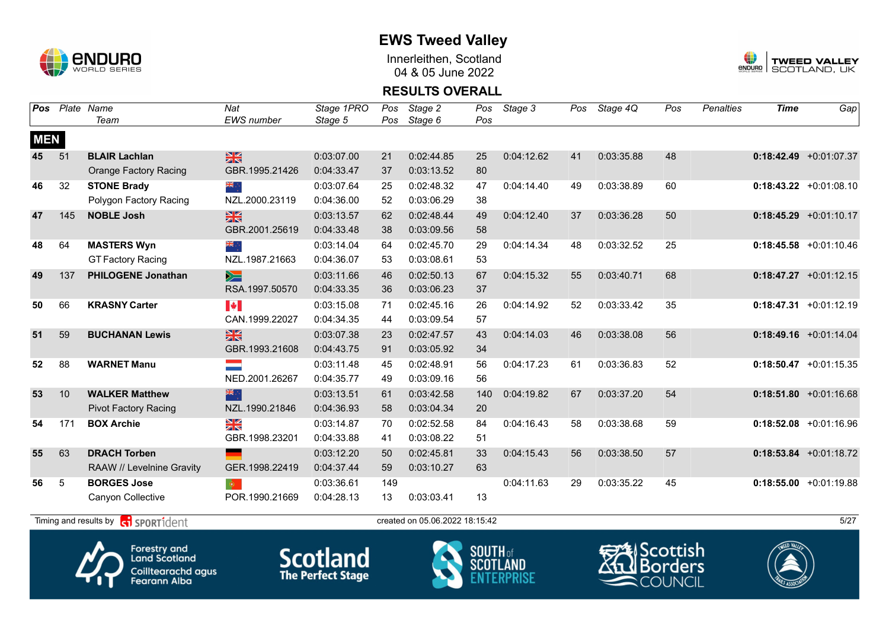# EWS Tweed Valley

Innerleithen, Scotland
04 & 05 June 2022

## RESULTS OVERALL

| Pos | Plate | Name / Team | Nat / EWS number | Stage 1PRO / Stage 5 | Pos / Pos | Stage 2 / Stage 6 | Pos / Pos | Stage 3 | Pos | Stage 4Q | Pos | Penalties | Time | Gap |
|---|---|---|---|---|---|---|---|---|---|---|---|---|---|---|
| **MEN** | | | | | | | | | | | | | | |
| 45 | 51 | **BLAIR Lachlan** | | 0:03:07.00 | 21 | 0:02:44.85 | 25 | 0:04:12.62 | 41 | 0:03:35.88 | 48 | | **0:18:42.49** | +0:01:07.37 |
| | | Orange Factory Racing | GBR.1995.21426 | 0:04:33.47 | 37 | 0:03:13.52 | 80 | | | | | | | |
| 46 | 32 | **STONE Brady** | | 0:03:07.64 | 25 | 0:02:48.32 | 47 | 0:04:14.40 | 49 | 0:03:38.89 | 60 | | **0:18:43.22** | +0:01:08.10 |
| | | Polygon Factory Racing | NZL.2000.23119 | 0:04:36.00 | 52 | 0:03:06.29 | 38 | | | | | | | |
| 47 | 145 | **NOBLE Josh** | | 0:03:13.57 | 62 | 0:02:48.44 | 49 | 0:04:12.40 | 37 | 0:03:36.28 | 50 | | **0:18:45.29** | +0:01:10.17 |
| | | | GBR.2001.25619 | 0:04:33.48 | 38 | 0:03:09.56 | 58 | | | | | | | |
| 48 | 64 | **MASTERS Wyn** | | 0:03:14.04 | 64 | 0:02:45.70 | 29 | 0:04:14.34 | 48 | 0:03:32.52 | 25 | | **0:18:45.58** | +0:01:10.46 |
| | | GT Factory Racing | NZL.1987.21663 | 0:04:36.07 | 53 | 0:03:08.61 | 53 | | | | | | | |
| 49 | 137 | **PHILOGENE Jonathan** | | 0:03:11.66 | 46 | 0:02:50.13 | 67 | 0:04:15.32 | 55 | 0:03:40.71 | 68 | | **0:18:47.27** | +0:01:12.15 |
| | | | RSA.1997.50570 | 0:04:33.35 | 36 | 0:03:06.23 | 37 | | | | | | | |
| 50 | 66 | **KRASNY Carter** | | 0:03:15.08 | 71 | 0:02:45.16 | 26 | 0:04:14.92 | 52 | 0:03:33.42 | 35 | | **0:18:47.31** | +0:01:12.19 |
| | | | CAN.1999.22027 | 0:04:34.35 | 44 | 0:03:09.54 | 57 | | | | | | | |
| 51 | 59 | **BUCHANAN Lewis** | | 0:03:07.38 | 23 | 0:02:47.57 | 43 | 0:04:14.03 | 46 | 0:03:38.08 | 56 | | **0:18:49.16** | +0:01:14.04 |
| | | | GBR.1993.21608 | 0:04:43.75 | 91 | 0:03:05.92 | 34 | | | | | | | |
| 52 | 88 | **WARNET Manu** | | 0:03:11.48 | 45 | 0:02:48.91 | 56 | 0:04:17.23 | 61 | 0:03:36.83 | 52 | | **0:18:50.47** | +0:01:15.35 |
| | | | NED.2001.26267 | 0:04:35.77 | 49 | 0:03:09.16 | 56 | | | | | | | |
| 53 | 10 | **WALKER Matthew** | | 0:03:13.51 | 61 | 0:03:42.58 | 140 | 0:04:19.82 | 67 | 0:03:37.20 | 54 | | **0:18:51.80** | +0:01:16.68 |
| | | Pivot Factory Racing | NZL.1990.21846 | 0:04:36.93 | 58 | 0:03:04.34 | 20 | | | | | | | |
| 54 | 171 | **BOX Archie** | | 0:03:14.87 | 70 | 0:02:52.58 | 84 | 0:04:16.43 | 58 | 0:03:38.68 | 59 | | **0:18:52.08** | +0:01:16.96 |
| | | | GBR.1998.23201 | 0:04:33.88 | 41 | 0:03:08.22 | 51 | | | | | | | |
| 55 | 63 | **DRACH Torben** | | 0:03:12.20 | 50 | 0:02:45.81 | 33 | 0:04:15.43 | 56 | 0:03:38.50 | 57 | | **0:18:53.84** | +0:01:18.72 |
| | | RAAW // Levelnine Gravity | GER.1998.22419 | 0:04:37.44 | 59 | 0:03:10.27 | 63 | | | | | | | |
| 56 | 5 | **BORGES Jose** | | 0:03:36.61 | 149 | | | 0:04:11.63 | 29 | 0:03:35.22 | 45 | | **0:18:55.00** | +0:01:19.88 |
| | | Canyon Collective | POR.1990.21669 | 0:04:28.13 | 13 | 0:03:03.41 | 13 | | | | | | | |

Timing and results by SPORTident — created on 05.06.2022 18:15:42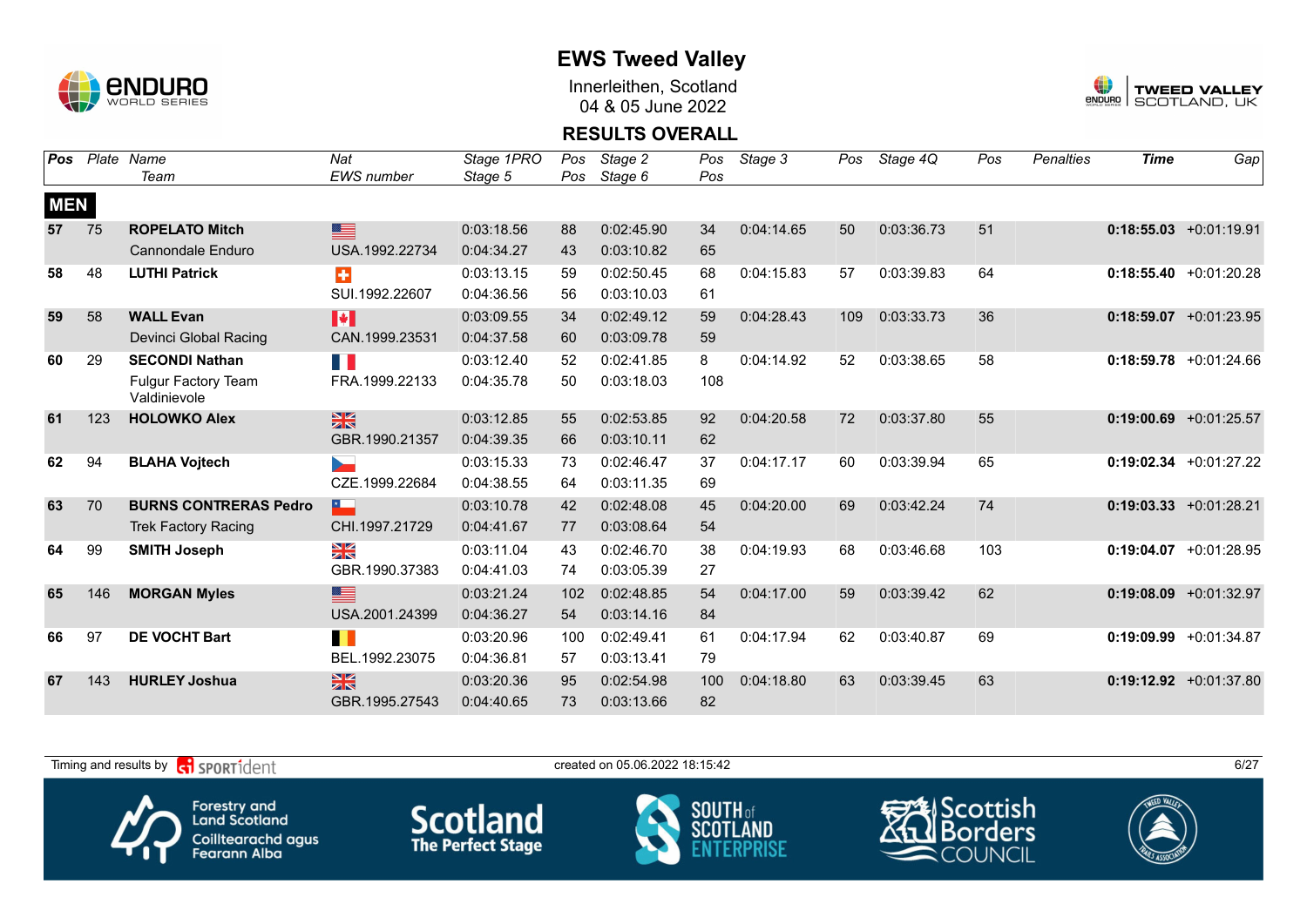# EWS Tweed Valley

Innerleithen, Scotland
04 & 05 June 2022

## RESULTS OVERALL

| Pos | Plate | Name / Team | Nat / EWS number | Stage 1PRO / Stage 5 | Pos / Pos | Stage 2 / Stage 6 | Pos / Pos | Stage 3 | Pos | Stage 4Q | Pos | Penalties | Time | Gap |
|---|---|---|---|---|---|---|---|---|---|---|---|---|---|---|
| **MEN** | | | | | | | | | | | | | | |
| **57** | 75 | **ROPELATO Mitch** | USA | 0:03:18.56 | 88 | 0:02:45.90 | 34 | 0:04:14.65 | 50 | 0:03:36.73 | 51 | | **0:18:55.03** | +0:01:19.91 |
| | | Cannondale Enduro | USA.1992.22734 | 0:04:34.27 | 43 | 0:03:10.82 | 65 | | | | | | | |
| **58** | 48 | **LUTHI Patrick** | SUI | 0:03:13.15 | 59 | 0:02:50.45 | 68 | 0:04:15.83 | 57 | 0:03:39.83 | 64 | | **0:18:55.40** | +0:01:20.28 |
| | | | SUI.1992.22607 | 0:04:36.56 | 56 | 0:03:10.03 | 61 | | | | | | | |
| **59** | 58 | **WALL Evan** | CAN | 0:03:09.55 | 34 | 0:02:49.12 | 59 | 0:04:28.43 | 109 | 0:03:33.73 | 36 | | **0:18:59.07** | +0:01:23.95 |
| | | Devinci Global Racing | CAN.1999.23531 | 0:04:37.58 | 60 | 0:03:09.78 | 59 | | | | | | | |
| **60** | 29 | **SECONDI Nathan** | FRA | 0:03:12.40 | 52 | 0:02:41.85 | 8 | 0:04:14.92 | 52 | 0:03:38.65 | 58 | | **0:18:59.78** | +0:01:24.66 |
| | | Fulgur Factory Team Valdinievole | FRA.1999.22133 | 0:04:35.78 | 50 | 0:03:18.03 | 108 | | | | | | | |
| **61** | 123 | **HOLOWKO Alex** | GBR | 0:03:12.85 | 55 | 0:02:53.85 | 92 | 0:04:20.58 | 72 | 0:03:37.80 | 55 | | **0:19:00.69** | +0:01:25.57 |
| | | | GBR.1990.21357 | 0:04:39.35 | 66 | 0:03:10.11 | 62 | | | | | | | |
| **62** | 94 | **BLAHA Vojtech** | CZE | 0:03:15.33 | 73 | 0:02:46.47 | 37 | 0:04:17.17 | 60 | 0:03:39.94 | 65 | | **0:19:02.34** | +0:01:27.22 |
| | | | CZE.1999.22684 | 0:04:38.55 | 64 | 0:03:11.35 | 69 | | | | | | | |
| **63** | 70 | **BURNS CONTRERAS Pedro** | CHI | 0:03:10.78 | 42 | 0:02:48.08 | 45 | 0:04:20.00 | 69 | 0:03:42.24 | 74 | | **0:19:03.33** | +0:01:28.21 |
| | | Trek Factory Racing | CHI.1997.21729 | 0:04:41.67 | 77 | 0:03:08.64 | 54 | | | | | | | |
| **64** | 99 | **SMITH Joseph** | GBR | 0:03:11.04 | 43 | 0:02:46.70 | 38 | 0:04:19.93 | 68 | 0:03:46.68 | 103 | | **0:19:04.07** | +0:01:28.95 |
| | | | GBR.1990.37383 | 0:04:41.03 | 74 | 0:03:05.39 | 27 | | | | | | | |
| **65** | 146 | **MORGAN Myles** | USA | 0:03:21.24 | 102 | 0:02:48.85 | 54 | 0:04:17.00 | 59 | 0:03:39.42 | 62 | | **0:19:08.09** | +0:01:32.97 |
| | | | USA.2001.24399 | 0:04:36.27 | 54 | 0:03:14.16 | 84 | | | | | | | |
| **66** | 97 | **DE VOCHT Bart** | BEL | 0:03:20.96 | 100 | 0:02:49.41 | 61 | 0:04:17.94 | 62 | 0:03:40.87 | 69 | | **0:19:09.99** | +0:01:34.87 |
| | | | BEL.1992.23075 | 0:04:36.81 | 57 | 0:03:13.41 | 79 | | | | | | | |
| **67** | 143 | **HURLEY Joshua** | GBR | 0:03:20.36 | 95 | 0:02:54.98 | 100 | 0:04:18.80 | 63 | 0:03:39.45 | 63 | | **0:19:12.92** | +0:01:37.80 |
| | | | GBR.1995.27543 | 0:04:40.65 | 73 | 0:03:13.66 | 82 | | | | | | | |

Timing and results by SPORTident — created on 05.06.2022 18:15:42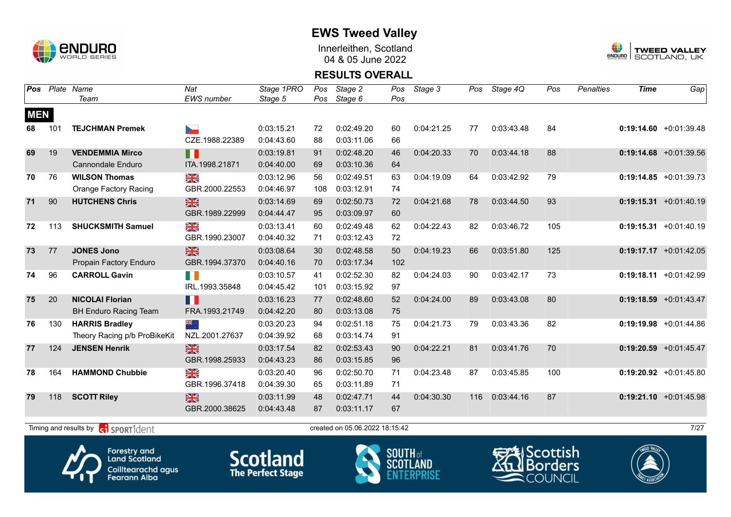# EWS Tweed Valley

Innerleithen, Scotland
04 & 05 June 2022

## RESULTS OVERALL

| Pos | Plate | Name / Team | Nat / EWS number | Stage 1PRO / Stage 5 | Pos / Pos | Stage 2 / Stage 6 | Pos / Pos | Stage 3 | Pos | Stage 4Q | Pos | Penalties | Time | Gap |
|---|---|---|---|---|---|---|---|---|---|---|---|---|---|---|
| **MEN** | | | | | | | | | | | | | | |
| 68 | 101 | **TEJCHMAN Premek** | | 0:03:15.21 | 72 | 0:02:49.20 | 60 | 0:04:21.25 | 77 | 0:03:43.48 | 84 | | **0:19:14.60** | +0:01:39.48 |
| | | | CZE.1988.22389 | 0:04:43.60 | 88 | 0:03:11.06 | 66 | | | | | | | |
| 69 | 19 | **VENDEMMIA Mirco** | | 0:03:19.81 | 91 | 0:02:48.20 | 46 | 0:04:20.33 | 70 | 0:03:44.18 | 88 | | **0:19:14.68** | +0:01:39.56 |
| | | Cannondale Enduro | ITA.1998.21871 | 0:04:40.00 | 69 | 0:03:10.36 | 64 | | | | | | | |
| 70 | 76 | **WILSON Thomas** | | 0:03:12.96 | 56 | 0:02:49.51 | 63 | 0:04:19.09 | 64 | 0:03:42.92 | 79 | | **0:19:14.85** | +0:01:39.73 |
| | | Orange Factory Racing | GBR.2000.22553 | 0:04:46.97 | 108 | 0:03:12.91 | 74 | | | | | | | |
| 71 | 90 | **HUTCHENS Chris** | | 0:03:14.69 | 69 | 0:02:50.73 | 72 | 0:04:21.68 | 78 | 0:03:44.50 | 93 | | **0:19:15.31** | +0:01:40.19 |
| | | | GBR.1989.22999 | 0:04:44.47 | 95 | 0:03:09.97 | 60 | | | | | | | |
| 72 | 113 | **SHUCKSMITH Samuel** | | 0:03:13.41 | 60 | 0:02:49.48 | 62 | 0:04:22.43 | 82 | 0:03:46.72 | 105 | | **0:19:15.31** | +0:01:40.19 |
| | | | GBR.1990.23007 | 0:04:40.32 | 71 | 0:03:12.43 | 72 | | | | | | | |
| 73 | 77 | **JONES Jono** | | 0:03:08.64 | 30 | 0:02:48.58 | 50 | 0:04:19.23 | 66 | 0:03:51.80 | 125 | | **0:19:17.17** | +0:01:42.05 |
| | | Propain Factory Enduro | GBR.1994.37370 | 0:04:40.16 | 70 | 0:03:17.34 | 102 | | | | | | | |
| 74 | 96 | **CARROLL Gavin** | | 0:03:10.57 | 41 | 0:02:52.30 | 82 | 0:04:24.03 | 90 | 0:03:42.17 | 73 | | **0:19:18.11** | +0:01:42.99 |
| | | | IRL.1993.35848 | 0:04:45.42 | 101 | 0:03:15.92 | 97 | | | | | | | |
| 75 | 20 | **NICOLAI Florian** | | 0:03:16.23 | 77 | 0:02:48.60 | 52 | 0:04:24.00 | 89 | 0:03:43.08 | 80 | | **0:19:18.59** | +0:01:43.47 |
| | | BH Enduro Racing Team | FRA.1993.21749 | 0:04:42.20 | 80 | 0:03:13.08 | 75 | | | | | | | |
| 76 | 130 | **HARRIS Bradley** | | 0:03:20.23 | 94 | 0:02:51.18 | 75 | 0:04:21.73 | 79 | 0:03:43.36 | 82 | | **0:19:19.98** | +0:01:44.86 |
| | | Theory Racing p/b ProBikeKit | NZL.2001.27637 | 0:04:39.92 | 68 | 0:03:14.74 | 91 | | | | | | | |
| 77 | 124 | **JENSEN Henrik** | | 0:03:17.54 | 82 | 0:02:53.43 | 90 | 0:04:22.21 | 81 | 0:03:41.76 | 70 | | **0:19:20.59** | +0:01:45.47 |
| | | | GBR.1998.25933 | 0:04:43.23 | 86 | 0:03:15.85 | 96 | | | | | | | |
| 78 | 164 | **HAMMOND Chubbie** | | 0:03:20.40 | 96 | 0:02:50.70 | 71 | 0:04:23.48 | 87 | 0:03:45.85 | 100 | | **0:19:20.92** | +0:01:45.80 |
| | | | GBR.1996.37418 | 0:04:39.30 | 65 | 0:03:11.89 | 71 | | | | | | | |
| 79 | 118 | **SCOTT Riley** | | 0:03:11.99 | 48 | 0:02:47.71 | 44 | 0:04:30.30 | 116 | 0:03:44.16 | 87 | | **0:19:21.10** | +0:01:45.98 |
| | | | GBR.2000.38625 | 0:04:43.48 | 87 | 0:03:11.17 | 67 | | | | | | | |

Timing and results by SPORTident — created on 05.06.2022 18:15:42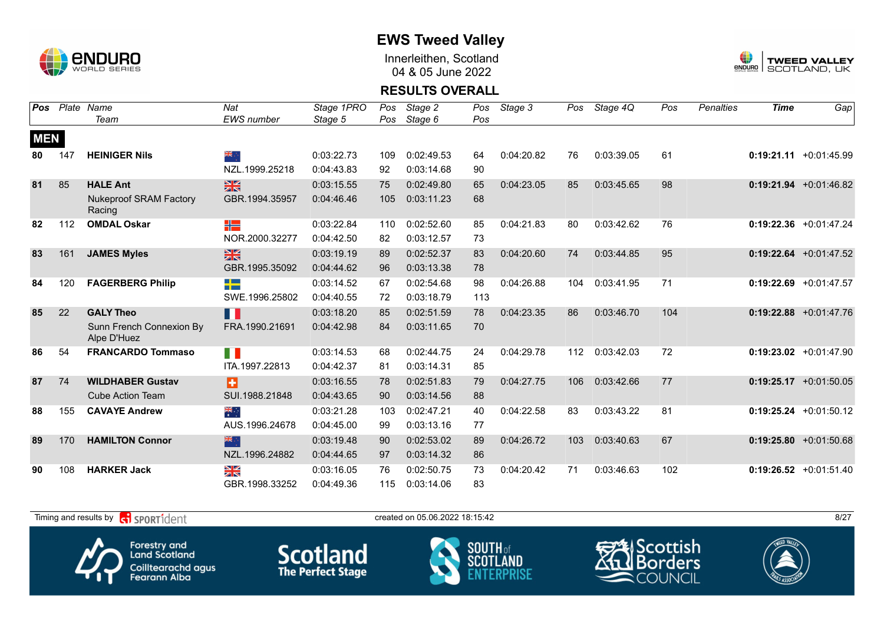# EWS Tweed Valley

Innerleithen, Scotland
04 & 05 June 2022

## RESULTS OVERALL

| Pos | Plate | Name / Team | Nat / EWS number | Stage 1PRO / Stage 5 | Pos / Pos | Stage 2 / Stage 6 | Pos / Pos | Stage 3 | Pos | Stage 4Q | Pos | Penalties | Time | Gap |
|---|---|---|---|---|---|---|---|---|---|---|---|---|---|---|
| **MEN** | | | | | | | | | | | | | | |
| 80 | 147 | **HEINIGER Nils** | NZL.1999.25218 | 0:03:22.73 / 0:04:43.83 | 109 / 92 | 0:02:49.53 / 0:03:14.68 | 64 / 90 | 0:04:20.82 | 76 | 0:03:39.05 | 61 | | **0:19:21.11** | +0:01:45.99 |
| 81 | 85 | **HALE Ant** / Nukeproof SRAM Factory Racing | GBR.1994.35957 | 0:03:15.55 / 0:04:46.46 | 75 / 105 | 0:02:49.80 / 0:03:11.23 | 65 / 68 | 0:04:23.05 | 85 | 0:03:45.65 | 98 | | **0:19:21.94** | +0:01:46.82 |
| 82 | 112 | **OMDAL Oskar** | NOR.2000.32277 | 0:03:22.84 / 0:04:42.50 | 110 / 82 | 0:02:52.60 / 0:03:12.57 | 85 / 73 | 0:04:21.83 | 80 | 0:03:42.62 | 76 | | **0:19:22.36** | +0:01:47.24 |
| 83 | 161 | **JAMES Myles** | GBR.1995.35092 | 0:03:19.19 / 0:04:44.62 | 89 / 96 | 0:02:52.37 / 0:03:13.38 | 83 / 78 | 0:04:20.60 | 74 | 0:03:44.85 | 95 | | **0:19:22.64** | +0:01:47.52 |
| 84 | 120 | **FAGERBERG Philip** | SWE.1996.25802 | 0:03:14.52 / 0:04:40.55 | 67 / 72 | 0:02:54.68 / 0:03:18.79 | 98 / 113 | 0:04:26.88 | 104 | 0:03:41.95 | 71 | | **0:19:22.69** | +0:01:47.57 |
| 85 | 22 | **GALY Theo** / Sunn French Connexion By Alpe D'Huez | FRA.1990.21691 | 0:03:18.20 / 0:04:42.98 | 85 / 84 | 0:02:51.59 / 0:03:11.65 | 78 / 70 | 0:04:23.35 | 86 | 0:03:46.70 | 104 | | **0:19:22.88** | +0:01:47.76 |
| 86 | 54 | **FRANCARDO Tommaso** | ITA.1997.22813 | 0:03:14.53 / 0:04:42.37 | 68 / 81 | 0:02:44.75 / 0:03:14.31 | 24 / 85 | 0:04:29.78 | 112 | 0:03:42.03 | 72 | | **0:19:23.02** | +0:01:47.90 |
| 87 | 74 | **WILDHABER Gustav** / Cube Action Team | SUI.1988.21848 | 0:03:16.55 / 0:04:43.65 | 78 / 90 | 0:02:51.83 / 0:03:14.56 | 79 / 88 | 0:04:27.75 | 106 | 0:03:42.66 | 77 | | **0:19:25.17** | +0:01:50.05 |
| 88 | 155 | **CAVAYE Andrew** | AUS.1996.24678 | 0:03:21.28 / 0:04:45.00 | 103 / 99 | 0:02:47.21 / 0:03:13.16 | 40 / 77 | 0:04:22.58 | 83 | 0:03:43.22 | 81 | | **0:19:25.24** | +0:01:50.12 |
| 89 | 170 | **HAMILTON Connor** | NZL.1996.24882 | 0:03:19.48 / 0:04:44.65 | 90 / 97 | 0:02:53.02 / 0:03:14.32 | 89 / 86 | 0:04:26.72 | 103 | 0:03:40.63 | 67 | | **0:19:25.80** | +0:01:50.68 |
| 90 | 108 | **HARKER Jack** | GBR.1998.33252 | 0:03:16.05 / 0:04:49.36 | 76 / 115 | 0:02:50.75 / 0:03:14.06 | 73 / 83 | 0:04:20.42 | 71 | 0:03:46.63 | 102 | | **0:19:26.52** | +0:01:51.40 |

Timing and results by SPORTident — created on 05.06.2022 18:15:42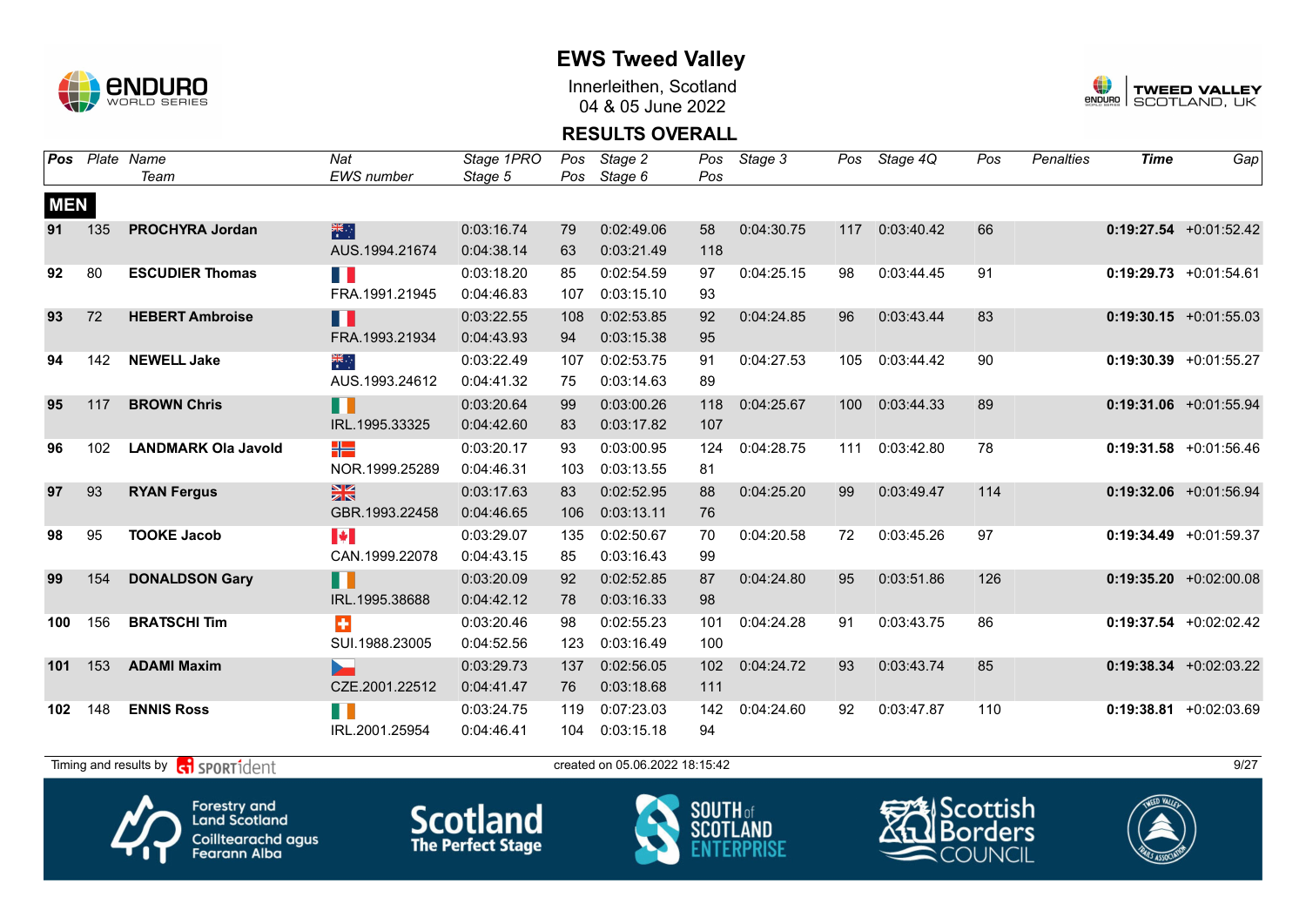# EWS Tweed Valley

Innerleithen, Scotland
04 & 05 June 2022

## RESULTS OVERALL

| Pos | Plate | Name / Team | Nat / EWS number | Stage 1PRO / Stage 5 | Pos / Pos | Stage 2 / Stage 6 | Pos / Pos | Stage 3 | Pos | Stage 4Q | Pos | Penalties | Time | Gap |
|---|---|---|---|---|---|---|---|---|---|---|---|---|---|---|
| **MEN** | | | | | | | | | | | | | | |
| 91 | 135 | **PROCHYRA Jordan** | AUS.1994.21674 | 0:03:16.74 / 0:04:38.14 | 79 / 63 | 0:02:49.06 / 0:03:21.49 | 58 / 118 | 0:04:30.75 | 117 | 0:03:40.42 | 66 | | **0:19:27.54** | +0:01:52.42 |
| 92 | 80 | **ESCUDIER Thomas** | FRA.1991.21945 | 0:03:18.20 / 0:04:46.83 | 85 / 107 | 0:02:54.59 / 0:03:15.10 | 97 / 93 | 0:04:25.15 | 98 | 0:03:44.45 | 91 | | **0:19:29.73** | +0:01:54.61 |
| 93 | 72 | **HEBERT Ambroise** | FRA.1993.21934 | 0:03:22.55 / 0:04:43.93 | 108 / 94 | 0:02:53.85 / 0:03:15.38 | 92 / 95 | 0:04:24.85 | 96 | 0:03:43.44 | 83 | | **0:19:30.15** | +0:01:55.03 |
| 94 | 142 | **NEWELL Jake** | AUS.1993.24612 | 0:03:22.49 / 0:04:41.32 | 107 / 75 | 0:02:53.75 / 0:03:14.63 | 91 / 89 | 0:04:27.53 | 105 | 0:03:44.42 | 90 | | **0:19:30.39** | +0:01:55.27 |
| 95 | 117 | **BROWN Chris** | IRL.1995.33325 | 0:03:20.64 / 0:04:42.60 | 99 / 83 | 0:03:00.26 / 0:03:17.82 | 118 / 107 | 0:04:25.67 | 100 | 0:03:44.33 | 89 | | **0:19:31.06** | +0:01:55.94 |
| 96 | 102 | **LANDMARK Ola Javold** | NOR.1999.25289 | 0:03:20.17 / 0:04:46.31 | 93 / 103 | 0:03:00.95 / 0:03:13.55 | 124 / 81 | 0:04:28.75 | 111 | 0:03:42.80 | 78 | | **0:19:31.58** | +0:01:56.46 |
| 97 | 93 | **RYAN Fergus** | GBR.1993.22458 | 0:03:17.63 / 0:04:46.65 | 83 / 106 | 0:02:52.95 / 0:03:13.11 | 88 / 76 | 0:04:25.20 | 99 | 0:03:49.47 | 114 | | **0:19:32.06** | +0:01:56.94 |
| 98 | 95 | **TOOKE Jacob** | CAN.1999.22078 | 0:03:29.07 / 0:04:43.15 | 135 / 85 | 0:02:50.67 / 0:03:16.43 | 70 / 99 | 0:04:20.58 | 72 | 0:03:45.26 | 97 | | **0:19:34.49** | +0:01:59.37 |
| 99 | 154 | **DONALDSON Gary** | IRL.1995.38688 | 0:03:20.09 / 0:04:42.12 | 92 / 78 | 0:02:52.85 / 0:03:16.33 | 87 / 98 | 0:04:24.80 | 95 | 0:03:51.86 | 126 | | **0:19:35.20** | +0:02:00.08 |
| 100 | 156 | **BRATSCHI Tim** | SUI.1988.23005 | 0:03:20.46 / 0:04:52.56 | 98 / 123 | 0:02:55.23 / 0:03:16.49 | 101 / 100 | 0:04:24.28 | 91 | 0:03:43.75 | 86 | | **0:19:37.54** | +0:02:02.42 |
| 101 | 153 | **ADAMI Maxim** | CZE.2001.22512 | 0:03:29.73 / 0:04:41.47 | 137 / 76 | 0:02:56.05 / 0:03:18.68 | 102 / 111 | 0:04:24.72 | 93 | 0:03:43.74 | 85 | | **0:19:38.34** | +0:02:03.22 |
| 102 | 148 | **ENNIS Ross** | IRL.2001.25954 | 0:03:24.75 / 0:04:46.41 | 119 / 104 | 0:07:23.03 / 0:03:15.18 | 142 / 94 | 0:04:24.60 | 92 | 0:03:47.87 | 110 | | **0:19:38.81** | +0:02:03.69 |

Timing and results by SPORTident — created on 05.06.2022 18:15:42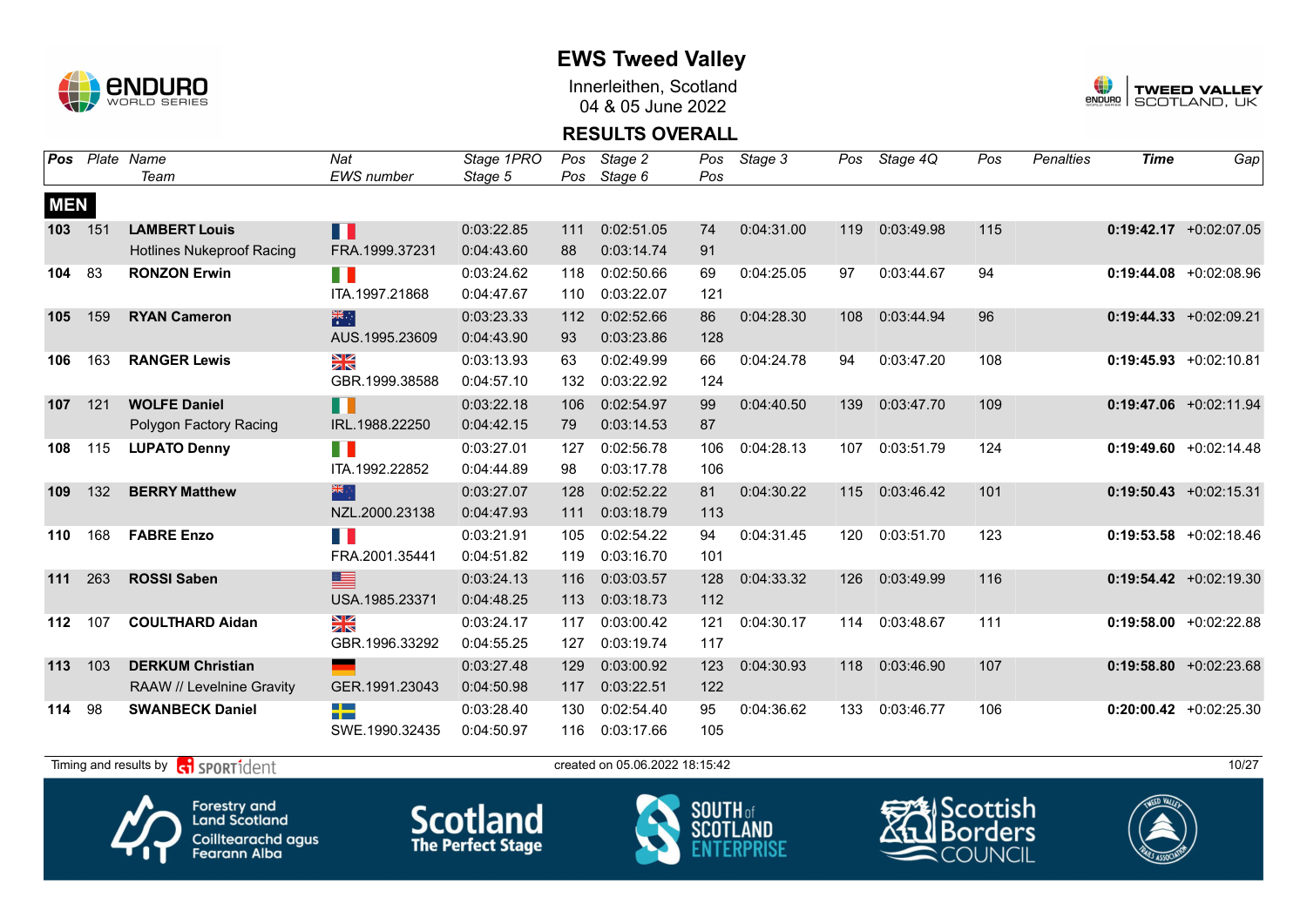# EWS Tweed Valley

Innerleithen, Scotland
04 & 05 June 2022

## RESULTS OVERALL

| Pos | Plate | Name / Team | Nat / EWS number | Stage 1PRO / Stage 5 | Pos | Stage 2 / Stage 6 | Pos | Stage 3 | Pos | Stage 4Q | Pos | Penalties | Time | Gap |
|---|---|---|---|---|---|---|---|---|---|---|---|---|---|---|
| **MEN** | | | | | | | | | | | | | | |
| **103** | 151 | **LAMBERT Louis** | FRA | 0:03:22.85 | 111 | 0:02:51.05 | 74 | 0:04:31.00 | 119 | 0:03:49.98 | 115 | | **0:19:42.17** | +0:02:07.05 |
| | | Hotlines Nukeproof Racing | FRA.1999.37231 | 0:04:43.60 | 88 | 0:03:14.74 | 91 | | | | | | | |
| **104** | 83 | **RONZON Erwin** | ITA | 0:03:24.62 | 118 | 0:02:50.66 | 69 | 0:04:25.05 | 97 | 0:03:44.67 | 94 | | **0:19:44.08** | +0:02:08.96 |
| | | | ITA.1997.21868 | 0:04:47.67 | 110 | 0:03:22.07 | 121 | | | | | | | |
| **105** | 159 | **RYAN Cameron** | AUS | 0:03:23.33 | 112 | 0:02:52.66 | 86 | 0:04:28.30 | 108 | 0:03:44.94 | 96 | | **0:19:44.33** | +0:02:09.21 |
| | | | AUS.1995.23609 | 0:04:43.90 | 93 | 0:03:23.86 | 128 | | | | | | | |
| **106** | 163 | **RANGER Lewis** | GBR | 0:03:13.93 | 63 | 0:02:49.99 | 66 | 0:04:24.78 | 94 | 0:03:47.20 | 108 | | **0:19:45.93** | +0:02:10.81 |
| | | | GBR.1999.38588 | 0:04:57.10 | 132 | 0:03:22.92 | 124 | | | | | | | |
| **107** | 121 | **WOLFE Daniel** | IRL | 0:03:22.18 | 106 | 0:02:54.97 | 99 | 0:04:40.50 | 139 | 0:03:47.70 | 109 | | **0:19:47.06** | +0:02:11.94 |
| | | Polygon Factory Racing | IRL.1988.22250 | 0:04:42.15 | 79 | 0:03:14.53 | 87 | | | | | | | |
| **108** | 115 | **LUPATO Denny** | ITA | 0:03:27.01 | 127 | 0:02:56.78 | 106 | 0:04:28.13 | 107 | 0:03:51.79 | 124 | | **0:19:49.60** | +0:02:14.48 |
| | | | ITA.1992.22852 | 0:04:44.89 | 98 | 0:03:17.78 | 106 | | | | | | | |
| **109** | 132 | **BERRY Matthew** | NZL | 0:03:27.07 | 128 | 0:02:52.22 | 81 | 0:04:30.22 | 115 | 0:03:46.42 | 101 | | **0:19:50.43** | +0:02:15.31 |
| | | | NZL.2000.23138 | 0:04:47.93 | 111 | 0:03:18.79 | 113 | | | | | | | |
| **110** | 168 | **FABRE Enzo** | FRA | 0:03:21.91 | 105 | 0:02:54.22 | 94 | 0:04:31.45 | 120 | 0:03:51.70 | 123 | | **0:19:53.58** | +0:02:18.46 |
| | | | FRA.2001.35441 | 0:04:51.82 | 119 | 0:03:16.70 | 101 | | | | | | | |
| **111** | 263 | **ROSSI Saben** | USA | 0:03:24.13 | 116 | 0:03:03.57 | 128 | 0:04:33.32 | 126 | 0:03:49.99 | 116 | | **0:19:54.42** | +0:02:19.30 |
| | | | USA.1985.23371 | 0:04:48.25 | 113 | 0:03:18.73 | 112 | | | | | | | |
| **112** | 107 | **COULTHARD Aidan** | GBR | 0:03:24.17 | 117 | 0:03:00.42 | 121 | 0:04:30.17 | 114 | 0:03:48.67 | 111 | | **0:19:58.00** | +0:02:22.88 |
| | | | GBR.1996.33292 | 0:04:55.25 | 127 | 0:03:19.74 | 117 | | | | | | | |
| **113** | 103 | **DERKUM Christian** | GER | 0:03:27.48 | 129 | 0:03:00.92 | 123 | 0:04:30.93 | 118 | 0:03:46.90 | 107 | | **0:19:58.80** | +0:02:23.68 |
| | | RAAW // Levelnine Gravity | GER.1991.23043 | 0:04:50.98 | 117 | 0:03:22.51 | 122 | | | | | | | |
| **114** | 98 | **SWANBECK Daniel** | SWE | 0:03:28.40 | 130 | 0:02:54.40 | 95 | 0:04:36.62 | 133 | 0:03:46.77 | 106 | | **0:20:00.42** | +0:02:25.30 |
| | | | SWE.1990.32435 | 0:04:50.97 | 116 | 0:03:17.66 | 105 | | | | | | | |

Timing and results by SPORTident — created on 05.06.2022 18:15:42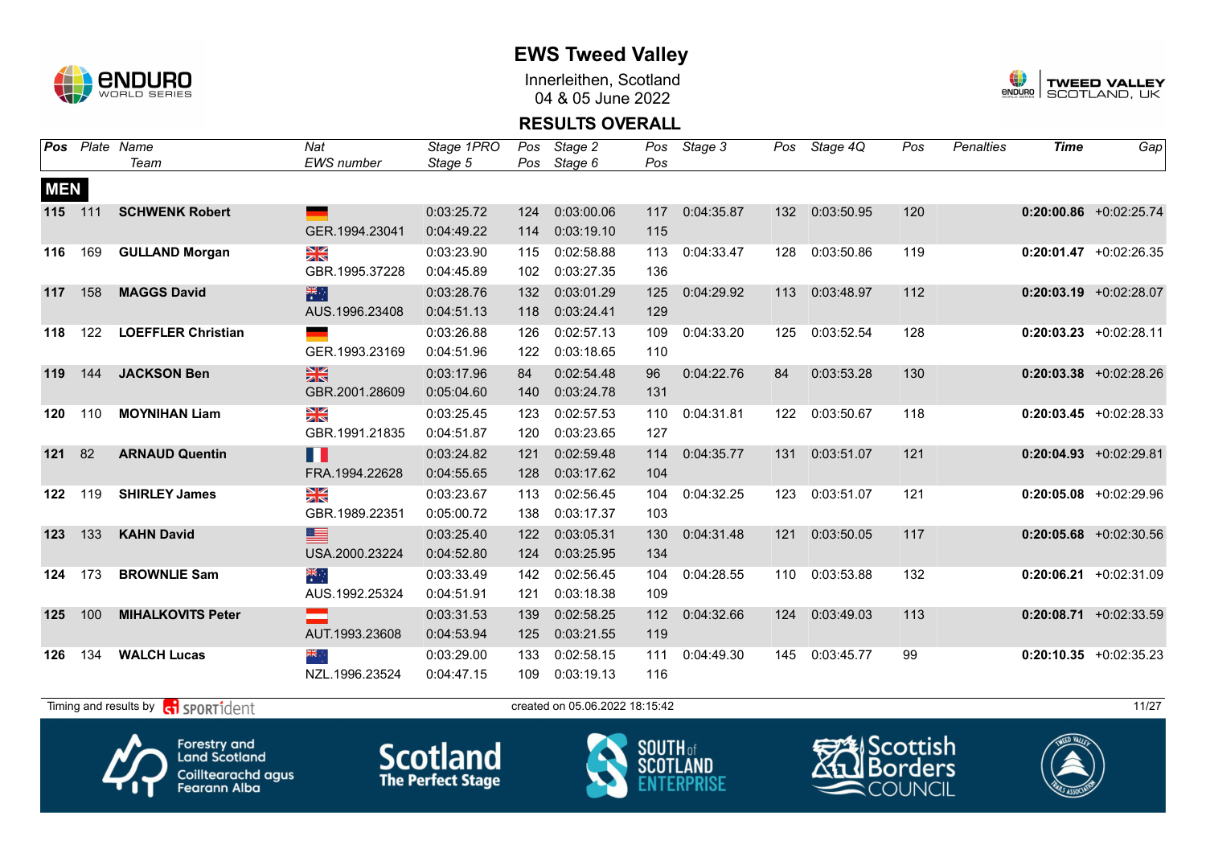# EWS Tweed Valley

Innerleithen, Scotland
04 & 05 June 2022

## RESULTS OVERALL

| Pos | Plate | Name / Team | Nat / EWS number | Stage 1PRO / Stage 5 | Pos / Pos | Stage 2 / Stage 6 | Pos / Pos | Stage 3 | Pos | Stage 4Q | Pos | Penalties | Time | Gap |
|---|---|---|---|---|---|---|---|---|---|---|---|---|---|---|
| **MEN** | | | | | | | | | | | | | | |
| **115** | 111 | **SCHWENK Robert** | GER.1994.23041 | 0:03:25.72 / 0:04:49.22 | 124 / 114 | 0:03:00.06 / 0:03:19.10 | 117 / 115 | 0:04:35.87 | 132 | 0:03:50.95 | 120 | | **0:20:00.86** | +0:02:25.74 |
| **116** | 169 | **GULLAND Morgan** | GBR.1995.37228 | 0:03:23.90 / 0:04:45.89 | 115 / 102 | 0:02:58.88 / 0:03:27.35 | 113 / 136 | 0:04:33.47 | 128 | 0:03:50.86 | 119 | | **0:20:01.47** | +0:02:26.35 |
| **117** | 158 | **MAGGS David** | AUS.1996.23408 | 0:03:28.76 / 0:04:51.13 | 132 / 118 | 0:03:01.29 / 0:03:24.41 | 125 / 129 | 0:04:29.92 | 113 | 0:03:48.97 | 112 | | **0:20:03.19** | +0:02:28.07 |
| **118** | 122 | **LOEFFLER Christian** | GER.1993.23169 | 0:03:26.88 / 0:04:51.96 | 126 / 122 | 0:02:57.13 / 0:03:18.65 | 109 / 110 | 0:04:33.20 | 125 | 0:03:52.54 | 128 | | **0:20:03.23** | +0:02:28.11 |
| **119** | 144 | **JACKSON Ben** | GBR.2001.28609 | 0:03:17.96 / 0:05:04.60 | 84 / 140 | 0:02:54.48 / 0:03:24.78 | 96 / 131 | 0:04:22.76 | 84 | 0:03:53.28 | 130 | | **0:20:03.38** | +0:02:28.26 |
| **120** | 110 | **MOYNIHAN Liam** | GBR.1991.21835 | 0:03:25.45 / 0:04:51.87 | 123 / 120 | 0:02:57.53 / 0:03:23.65 | 110 / 127 | 0:04:31.81 | 122 | 0:03:50.67 | 118 | | **0:20:03.45** | +0:02:28.33 |
| **121** | 82 | **ARNAUD Quentin** | FRA.1994.22628 | 0:03:24.82 / 0:04:55.65 | 121 / 128 | 0:02:59.48 / 0:03:17.62 | 114 / 104 | 0:04:35.77 | 131 | 0:03:51.07 | 121 | | **0:20:04.93** | +0:02:29.81 |
| **122** | 119 | **SHIRLEY James** | GBR.1989.22351 | 0:03:23.67 / 0:05:00.72 | 113 / 138 | 0:02:56.45 / 0:03:17.37 | 104 / 103 | 0:04:32.25 | 123 | 0:03:51.07 | 121 | | **0:20:05.08** | +0:02:29.96 |
| **123** | 133 | **KAHN David** | USA.2000.23224 | 0:03:25.40 / 0:04:52.80 | 122 / 124 | 0:03:05.31 / 0:03:25.95 | 130 / 134 | 0:04:31.48 | 121 | 0:03:50.05 | 117 | | **0:20:05.68** | +0:02:30.56 |
| **124** | 173 | **BROWNLIE Sam** | AUS.1992.25324 | 0:03:33.49 / 0:04:51.91 | 142 / 121 | 0:02:56.45 / 0:03:18.38 | 104 / 109 | 0:04:28.55 | 110 | 0:03:53.88 | 132 | | **0:20:06.21** | +0:02:31.09 |
| **125** | 100 | **MIHALKOVITS Peter** | AUT.1993.23608 | 0:03:31.53 / 0:04:53.94 | 139 / 125 | 0:02:58.25 / 0:03:21.55 | 112 / 119 | 0:04:32.66 | 124 | 0:03:49.03 | 113 | | **0:20:08.71** | +0:02:33.59 |
| **126** | 134 | **WALCH Lucas** | NZL.1996.23524 | 0:03:29.00 / 0:04:47.15 | 133 / 109 | 0:02:58.15 / 0:03:19.13 | 111 / 116 | 0:04:49.30 | 145 | 0:03:45.77 | 99 | | **0:20:10.35** | +0:02:35.23 |

Timing and results by SPORTident — created on 05.06.2022 18:15:42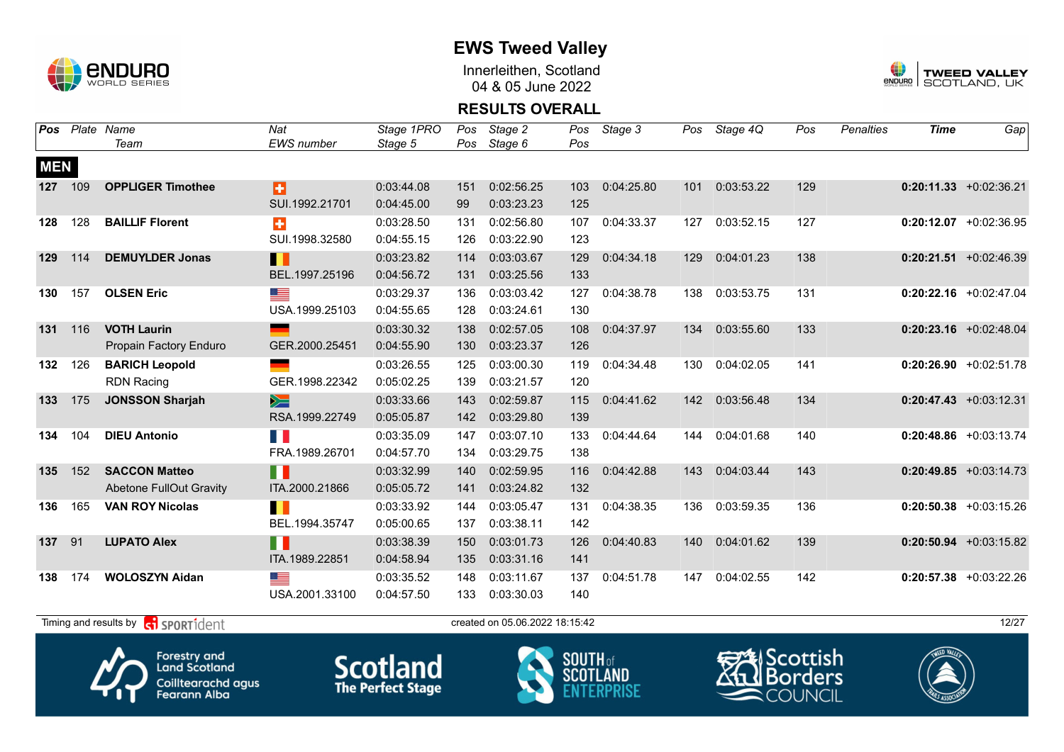# EWS Tweed Valley

Innerleithen, Scotland
04 & 05 June 2022

## RESULTS OVERALL

| Pos | Plate | Name / Team | Nat / EWS number | Stage 1PRO / Stage 5 | Pos / Pos | Stage 2 / Stage 6 | Pos / Pos | Stage 3 | Pos | Stage 4Q | Pos | Penalties | Time | Gap |
|---|---|---|---|---|---|---|---|---|---|---|---|---|---|---|
| **MEN** | | | | | | | | | | | | | | |
| **127** | 109 | **OPPLIGER Timothee** | SUI.1992.21701 | 0:03:44.08 / 0:04:45.00 | 151 / 99 | 0:02:56.25 / 0:03:23.23 | 103 / 125 | 0:04:25.80 | 101 | 0:03:53.22 | 129 | | **0:20:11.33** | +0:02:36.21 |
| **128** | 128 | **BAILLIF Florent** | SUI.1998.32580 | 0:03:28.50 / 0:04:55.15 | 131 / 126 | 0:02:56.80 / 0:03:22.90 | 107 / 123 | 0:04:33.37 | 127 | 0:03:52.15 | 127 | | **0:20:12.07** | +0:02:36.95 |
| **129** | 114 | **DEMUYLDER Jonas** | BEL.1997.25196 | 0:03:23.82 / 0:04:56.72 | 114 / 131 | 0:03:03.67 / 0:03:25.56 | 129 / 133 | 0:04:34.18 | 129 | 0:04:01.23 | 138 | | **0:20:21.51** | +0:02:46.39 |
| **130** | 157 | **OLSEN Eric** | USA.1999.25103 | 0:03:29.37 / 0:04:55.65 | 136 / 128 | 0:03:03.42 / 0:03:24.61 | 127 / 130 | 0:04:38.78 | 138 | 0:03:53.75 | 131 | | **0:20:22.16** | +0:02:47.04 |
| **131** | 116 | **VOTH Laurin** / Propain Factory Enduro | GER.2000.25451 | 0:03:30.32 / 0:04:55.90 | 138 / 130 | 0:02:57.05 / 0:03:23.37 | 108 / 126 | 0:04:37.97 | 134 | 0:03:55.60 | 133 | | **0:20:23.16** | +0:02:48.04 |
| **132** | 126 | **BARICH Leopold** / RDN Racing | GER.1998.22342 | 0:03:26.55 / 0:05:02.25 | 125 / 139 | 0:03:00.30 / 0:03:21.57 | 119 / 120 | 0:04:34.48 | 130 | 0:04:02.05 | 141 | | **0:20:26.90** | +0:02:51.78 |
| **133** | 175 | **JONSSON Sharjah** | RSA.1999.22749 | 0:03:33.66 / 0:05:05.87 | 143 / 142 | 0:02:59.87 / 0:03:29.80 | 115 / 139 | 0:04:41.62 | 142 | 0:03:56.48 | 134 | | **0:20:47.43** | +0:03:12.31 |
| **134** | 104 | **DIEU Antonio** | FRA.1989.26701 | 0:03:35.09 / 0:04:57.70 | 147 / 134 | 0:03:07.10 / 0:03:29.75 | 133 / 138 | 0:04:44.64 | 144 | 0:04:01.68 | 140 | | **0:20:48.86** | +0:03:13.74 |
| **135** | 152 | **SACCON Matteo** / Abetone FullOut Gravity | ITA.2000.21866 | 0:03:32.99 / 0:05:05.72 | 140 / 141 | 0:02:59.95 / 0:03:24.82 | 116 / 132 | 0:04:42.88 | 143 | 0:04:03.44 | 143 | | **0:20:49.85** | +0:03:14.73 |
| **136** | 165 | **VAN ROY Nicolas** | BEL.1994.35747 | 0:03:33.92 / 0:05:00.65 | 144 / 137 | 0:03:05.47 / 0:03:38.11 | 131 / 142 | 0:04:38.35 | 136 | 0:03:59.35 | 136 | | **0:20:50.38** | +0:03:15.26 |
| **137** | 91 | **LUPATO Alex** | ITA.1989.22851 | 0:03:38.39 / 0:04:58.94 | 150 / 135 | 0:03:01.73 / 0:03:31.16 | 126 / 141 | 0:04:40.83 | 140 | 0:04:01.62 | 139 | | **0:20:50.94** | +0:03:15.82 |
| **138** | 174 | **WOLOSZYN Aidan** | USA.2001.33100 | 0:03:35.52 / 0:04:57.50 | 148 / 133 | 0:03:11.67 / 0:03:30.03 | 137 / 140 | 0:04:51.78 | 147 | 0:04:02.55 | 142 | | **0:20:57.38** | +0:03:22.26 |

Timing and results by SPORTident — created on 05.06.2022 18:15:42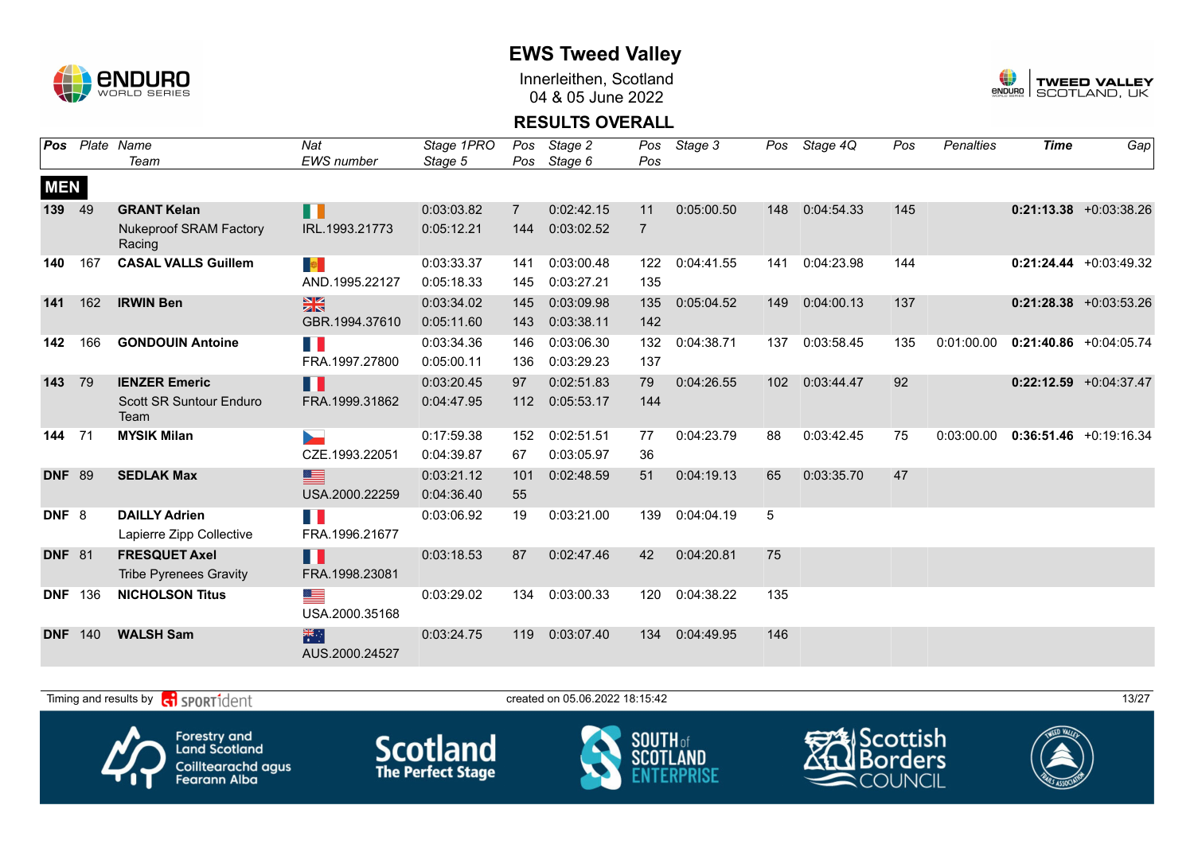# EWS Tweed Valley

Innerleithen, Scotland
04 & 05 June 2022

## RESULTS OVERALL

| Pos | Plate | Name / Team | Nat / EWS number | Stage 1PRO / Stage 5 | Pos / Pos | Stage 2 / Stage 6 | Pos / Pos | Stage 3 | Pos | Stage 4Q | Pos | Penalties | Time | Gap |
|---|---|---|---|---|---|---|---|---|---|---|---|---|---|---|
| **MEN** | | | | | | | | | | | | | | |
| **139** | 49 | **GRANT Kelan** | | 0:03:03.82 | 7 | 0:02:42.15 | 11 | 0:05:00.50 | 148 | 0:04:54.33 | 145 | | **0:21:13.38** | +0:03:38.26 |
| | | Nukeproof SRAM Factory Racing | IRL.1993.21773 | 0:05:12.21 | 144 | 0:03:02.52 | 7 | | | | | | | |
| **140** | 167 | **CASAL VALLS Guillem** | | 0:03:33.37 | 141 | 0:03:00.48 | 122 | 0:04:41.55 | 141 | 0:04:23.98 | 144 | | **0:21:24.44** | +0:03:49.32 |
| | | | AND.1995.22127 | 0:05:18.33 | 145 | 0:03:27.21 | 135 | | | | | | | |
| **141** | 162 | **IRWIN Ben** | | 0:03:34.02 | 145 | 0:03:09.98 | 135 | 0:05:04.52 | 149 | 0:04:00.13 | 137 | | **0:21:28.38** | +0:03:53.26 |
| | | | GBR.1994.37610 | 0:05:11.60 | 143 | 0:03:38.11 | 142 | | | | | | | |
| **142** | 166 | **GONDOUIN Antoine** | | 0:03:34.36 | 146 | 0:03:06.30 | 132 | 0:04:38.71 | 137 | 0:03:58.45 | 135 | 0:01:00.00 | **0:21:40.86** | +0:04:05.74 |
| | | | FRA.1997.27800 | 0:05:00.11 | 136 | 0:03:29.23 | 137 | | | | | | | |
| **143** | 79 | **IENZER Emeric** | | 0:03:20.45 | 97 | 0:02:51.83 | 79 | 0:04:26.55 | 102 | 0:03:44.47 | 92 | | **0:22:12.59** | +0:04:37.47 |
| | | Scott SR Suntour Enduro Team | FRA.1999.31862 | 0:04:47.95 | 112 | 0:05:53.17 | 144 | | | | | | | |
| **144** | 71 | **MYSIK Milan** | | 0:17:59.38 | 152 | 0:02:51.51 | 77 | 0:04:23.79 | 88 | 0:03:42.45 | 75 | 0:03:00.00 | **0:36:51.46** | +0:19:16.34 |
| | | | CZE.1993.22051 | 0:04:39.87 | 67 | 0:03:05.97 | 36 | | | | | | | |
| **DNF** | 89 | **SEDLAK Max** | | 0:03:21.12 | 101 | 0:02:48.59 | 51 | 0:04:19.13 | 65 | 0:03:35.70 | 47 | | | |
| | | | USA.2000.22259 | 0:04:36.40 | 55 | | | | | | | | | |
| **DNF** | 8 | **DAILLY Adrien** | | 0:03:06.92 | 19 | 0:03:21.00 | 139 | 0:04:04.19 | 5 | | | | | |
| | | Lapierre Zipp Collective | FRA.1996.21677 | | | | | | | | | | | |
| **DNF** | 81 | **FRESQUET Axel** | | 0:03:18.53 | 87 | 0:02:47.46 | 42 | 0:04:20.81 | 75 | | | | | |
| | | Tribe Pyrenees Gravity | FRA.1998.23081 | | | | | | | | | | | |
| **DNF** | 136 | **NICHOLSON Titus** | | 0:03:29.02 | 134 | 0:03:00.33 | 120 | 0:04:38.22 | 135 | | | | | |
| | | | USA.2000.35168 | | | | | | | | | | | |
| **DNF** | 140 | **WALSH Sam** | | 0:03:24.75 | 119 | 0:03:07.40 | 134 | 0:04:49.95 | 146 | | | | | |
| | | | AUS.2000.24527 | | | | | | | | | | | |

Timing and results by SPORTident — created on 05.06.2022 18:15:42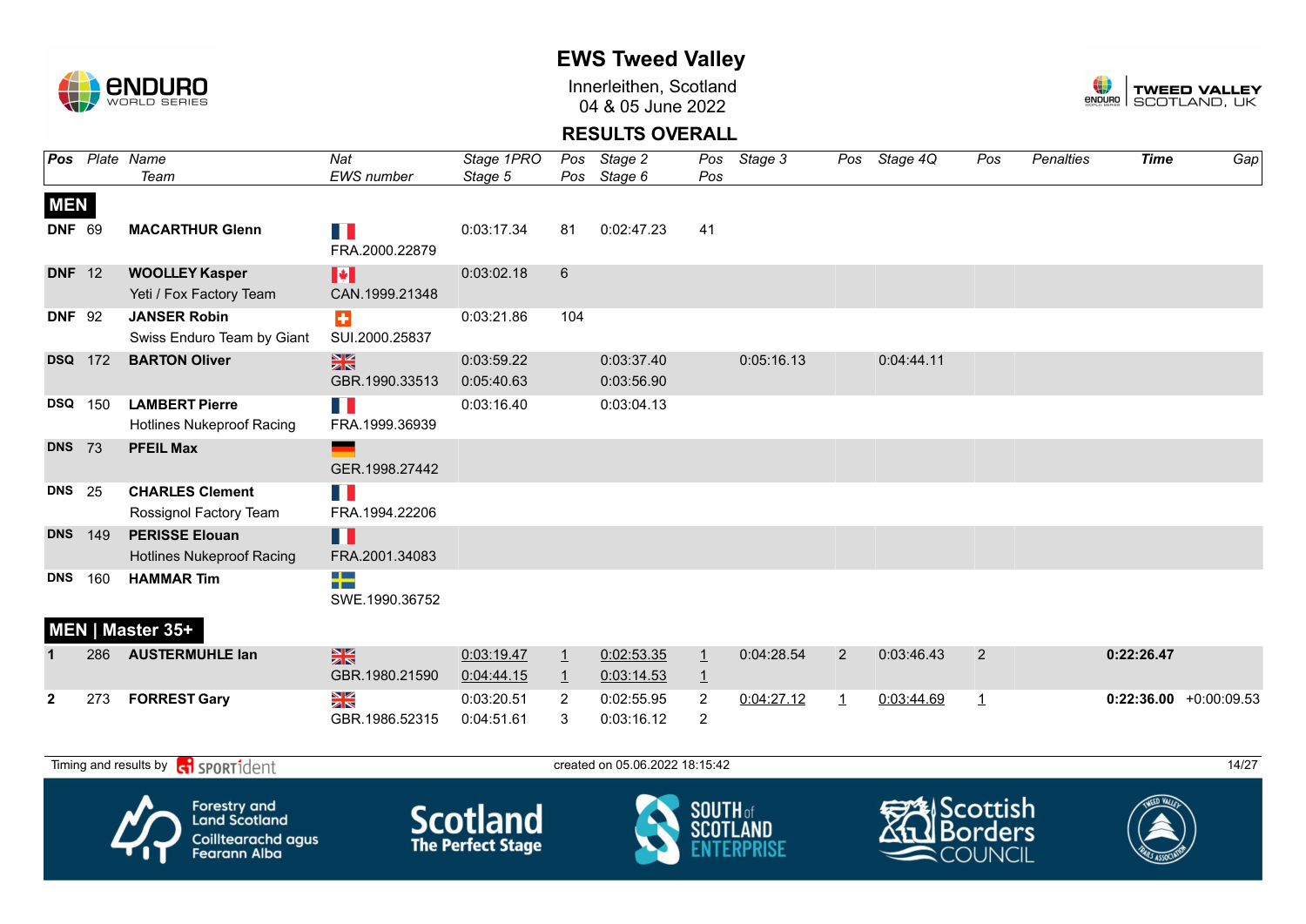# EWS Tweed Valley

Innerleithen, Scotland
04 & 05 June 2022

## RESULTS OVERALL

| Pos | Plate | Name / Team | Nat / EWS number | Stage 1PRO / Stage 5 | Pos / Pos | Stage 2 / Stage 6 | Pos / Pos | Stage 3 | Pos | Stage 4Q | Pos | Penalties | Time | Gap |
|---|---|---|---|---|---|---|---|---|---|---|---|---|---|---|
| **MEN** | | | | | | | | | | | | | | |
| DNF | 69 | **MACARTHUR Glenn** | FRA.2000.22879 | 0:03:17.34 | 81 | 0:02:47.23 | 41 | | | | | | | |
| DNF | 12 | **WOOLLEY Kasper** / Yeti / Fox Factory Team | CAN.1999.21348 | 0:03:02.18 | 6 | | | | | | | | | |
| DNF | 92 | **JANSER Robin** / Swiss Enduro Team by Giant | SUI.2000.25837 | 0:03:21.86 | 104 | | | | | | | | | |
| DSQ | 172 | **BARTON Oliver** | GBR.1990.33513 | 0:03:59.22 / 0:05:40.63 | | 0:03:37.40 / 0:03:56.90 | | 0:05:16.13 | | 0:04:44.11 | | | | |
| DSQ | 150 | **LAMBERT Pierre** / Hotlines Nukeproof Racing | FRA.1999.36939 | 0:03:16.40 | | 0:03:04.13 | | | | | | | | |
| DNS | 73 | **PFEIL Max** | GER.1998.27442 | | | | | | | | | | | |
| DNS | 25 | **CHARLES Clement** / Rossignol Factory Team | FRA.1994.22206 | | | | | | | | | | | |
| DNS | 149 | **PERISSE Elouan** / Hotlines Nukeproof Racing | FRA.2001.34083 | | | | | | | | | | | |
| DNS | 160 | **HAMMAR Tim** | SWE.1990.36752 | | | | | | | | | | | |
| **MEN \| Master 35+** | | | | | | | | | | | | | | |
| 1 | 286 | **AUSTERMUHLE Ian** | GBR.1980.21590 | 0:03:19.47 / 0:04:44.15 | 1 / 1 | 0:02:53.35 / 0:03:14.53 | 1 / 1 | 0:04:28.54 | 2 | 0:03:46.43 | 2 | | **0:22:26.47** | |
| 2 | 273 | **FORREST Gary** | GBR.1986.52315 | 0:03:20.51 / 0:04:51.61 | 2 / 3 | 0:02:55.95 / 0:03:16.12 | 2 / 2 | 0:04:27.12 | 1 | 0:03:44.69 | 1 | | **0:22:36.00** | +0:00:09.53 |

Timing and results by SPORTident — created on 05.06.2022 18:15:42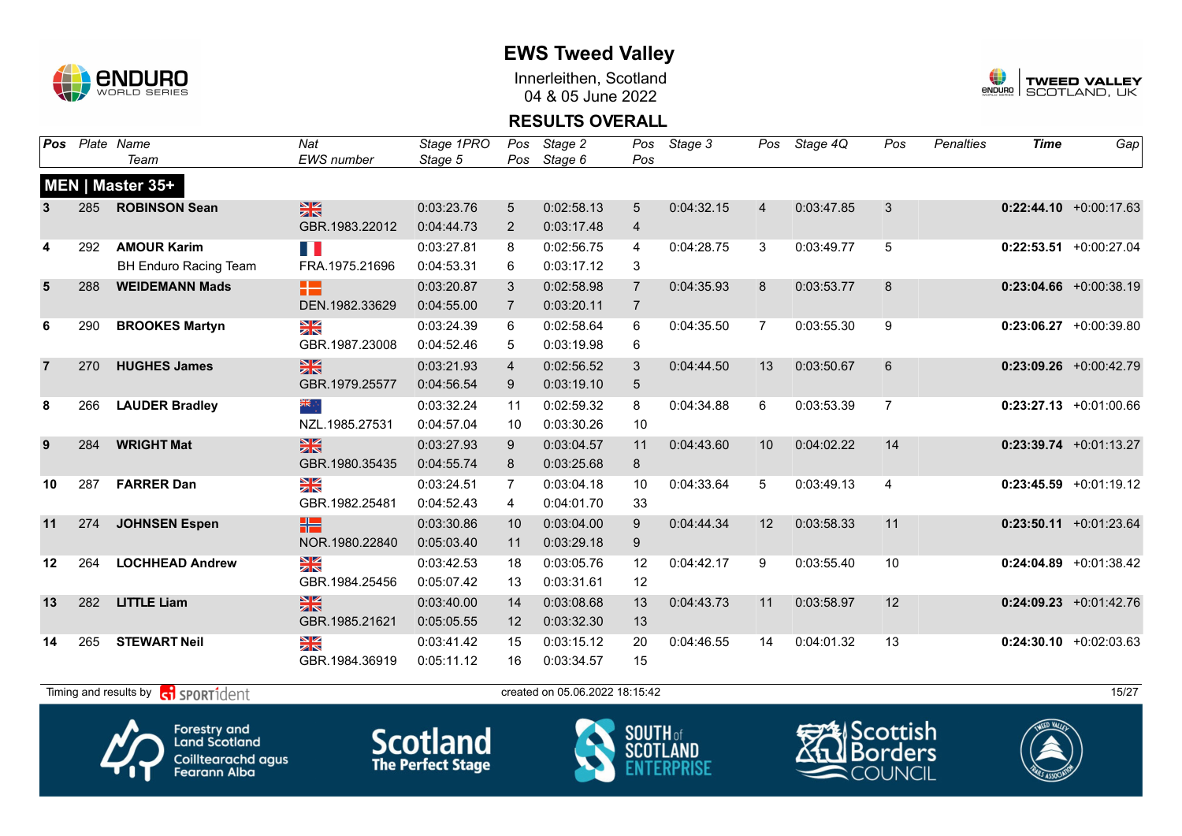# EWS Tweed Valley

Innerleithen, Scotland
04 & 05 June 2022

## RESULTS OVERALL

| Pos | Plate | Name / Team | Nat / EWS number | Stage 1PRO / Stage 5 | Pos / Pos | Stage 2 / Stage 6 | Pos / Pos | Stage 3 | Pos | Stage 4Q | Pos | Penalties | Time | Gap |
|---|---|---|---|---|---|---|---|---|---|---|---|---|---|---|
| **MEN \| Master 35+** | | | | | | | | | | | | | | |
| 3 | 285 | **ROBINSON Sean** | GBR.1983.22012 | 0:03:23.76 / 0:04:44.73 | 5 / 2 | 0:02:58.13 / 0:03:17.48 | 5 / 4 | 0:04:32.15 | 4 | 0:03:47.85 | 3 | | **0:22:44.10** | +0:00:17.63 |
| 4 | 292 | **AMOUR Karim** / BH Enduro Racing Team | FRA.1975.21696 | 0:03:27.81 / 0:04:53.31 | 8 / 6 | 0:02:56.75 / 0:03:17.12 | 4 / 3 | 0:04:28.75 | 3 | 0:03:49.77 | 5 | | **0:22:53.51** | +0:00:27.04 |
| 5 | 288 | **WEIDEMANN Mads** | DEN.1982.33629 | 0:03:20.87 / 0:04:55.00 | 3 / 7 | 0:02:58.98 / 0:03:20.11 | 7 / 7 | 0:04:35.93 | 8 | 0:03:53.77 | 8 | | **0:23:04.66** | +0:00:38.19 |
| 6 | 290 | **BROOKES Martyn** | GBR.1987.23008 | 0:03:24.39 / 0:04:52.46 | 6 / 5 | 0:02:58.64 / 0:03:19.98 | 6 / 6 | 0:04:35.50 | 7 | 0:03:55.30 | 9 | | **0:23:06.27** | +0:00:39.80 |
| 7 | 270 | **HUGHES James** | GBR.1979.25577 | 0:03:21.93 / 0:04:56.54 | 4 / 9 | 0:02:56.52 / 0:03:19.10 | 3 / 5 | 0:04:44.50 | 13 | 0:03:50.67 | 6 | | **0:23:09.26** | +0:00:42.79 |
| 8 | 266 | **LAUDER Bradley** | NZL.1985.27531 | 0:03:32.24 / 0:04:57.04 | 11 / 10 | 0:02:59.32 / 0:03:30.26 | 8 / 10 | 0:04:34.88 | 6 | 0:03:53.39 | 7 | | **0:23:27.13** | +0:01:00.66 |
| 9 | 284 | **WRIGHT Mat** | GBR.1980.35435 | 0:03:27.93 / 0:04:55.74 | 9 / 8 | 0:03:04.57 / 0:03:25.68 | 11 / 8 | 0:04:43.60 | 10 | 0:04:02.22 | 14 | | **0:23:39.74** | +0:01:13.27 |
| 10 | 287 | **FARRER Dan** | GBR.1982.25481 | 0:03:24.51 / 0:04:52.43 | 7 / 4 | 0:03:04.18 / 0:04:01.70 | 10 / 33 | 0:04:33.64 | 5 | 0:03:49.13 | 4 | | **0:23:45.59** | +0:01:19.12 |
| 11 | 274 | **JOHNSEN Espen** | NOR.1980.22840 | 0:03:30.86 / 0:05:03.40 | 10 / 11 | 0:03:04.00 / 0:03:29.18 | 9 / 9 | 0:04:44.34 | 12 | 0:03:58.33 | 11 | | **0:23:50.11** | +0:01:23.64 |
| 12 | 264 | **LOCHHEAD Andrew** | GBR.1984.25456 | 0:03:42.53 / 0:05:07.42 | 18 / 13 | 0:03:05.76 / 0:03:31.61 | 12 / 12 | 0:04:42.17 | 9 | 0:03:55.40 | 10 | | **0:24:04.89** | +0:01:38.42 |
| 13 | 282 | **LITTLE Liam** | GBR.1985.21621 | 0:03:40.00 / 0:05:05.55 | 14 / 12 | 0:03:08.68 / 0:03:32.30 | 13 / 13 | 0:04:43.73 | 11 | 0:03:58.97 | 12 | | **0:24:09.23** | +0:01:42.76 |
| 14 | 265 | **STEWART Neil** | GBR.1984.36919 | 0:03:41.42 / 0:05:11.12 | 15 / 16 | 0:03:15.12 / 0:03:34.57 | 20 / 15 | 0:04:46.55 | 14 | 0:04:01.32 | 13 | | **0:24:30.10** | +0:02:03.63 |

Timing and results by SPORTident

created on 05.06.2022 18:15:42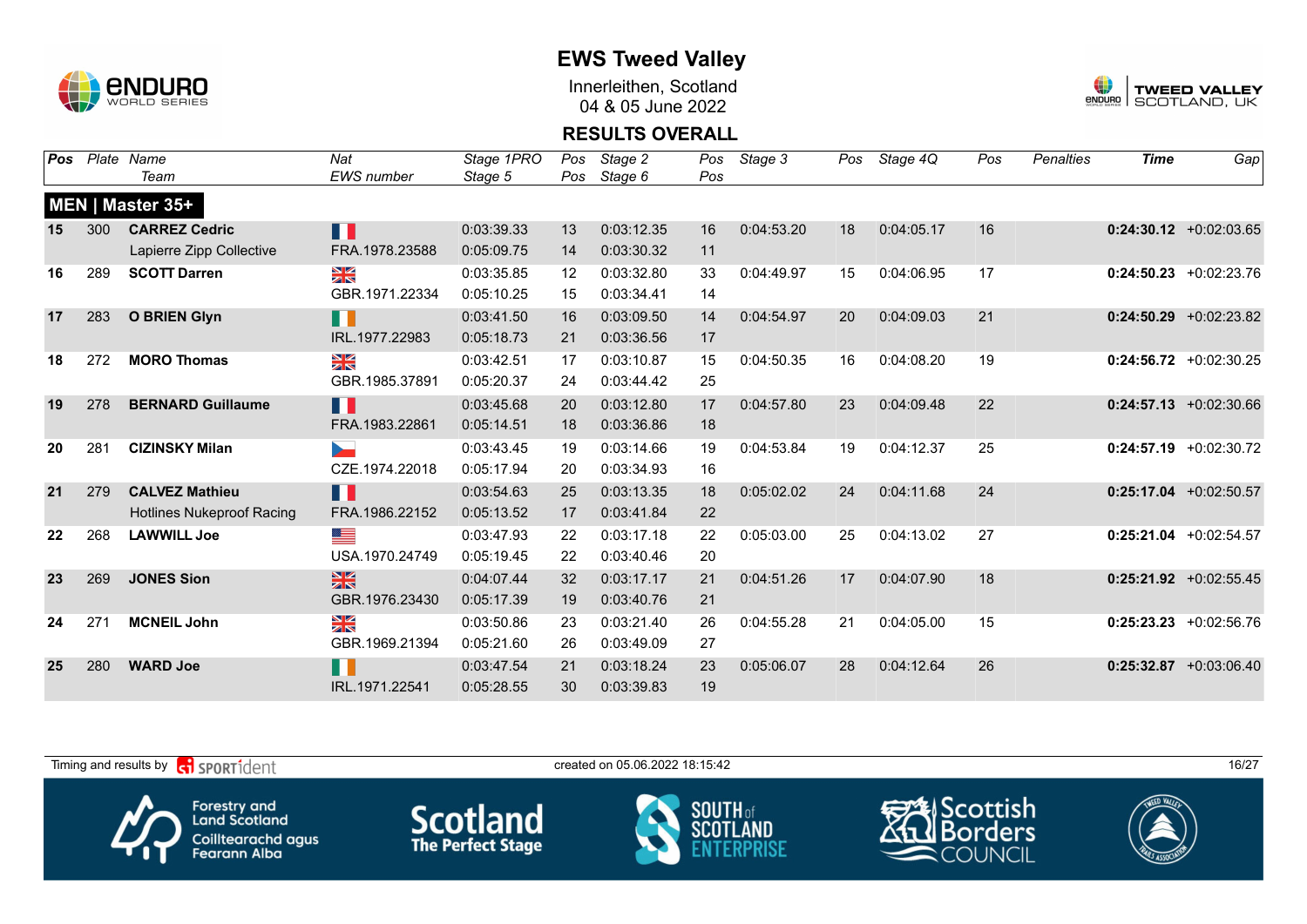# EWS Tweed Valley

Innerleithen, Scotland
04 & 05 June 2022

## RESULTS OVERALL

| Pos | Plate | Name / Team | Nat / EWS number | Stage 1PRO / Stage 5 | Pos / Pos | Stage 2 / Stage 6 | Pos / Pos | Stage 3 | Pos | Stage 4Q | Pos | Penalties | Time | Gap |
|---|---|---|---|---|---|---|---|---|---|---|---|---|---|---|
| **MEN \| Master 35+** | | | | | | | | | | | | | | |
| 15 | 300 | **CARREZ Cedric** | | 0:03:39.33 | 13 | 0:03:12.35 | 16 | 0:04:53.20 | 18 | 0:04:05.17 | 16 | | **0:24:30.12** | +0:02:03.65 |
| | | Lapierre Zipp Collective | FRA.1978.23588 | 0:05:09.75 | 14 | 0:03:30.32 | 11 | | | | | | | |
| 16 | 289 | **SCOTT Darren** | | 0:03:35.85 | 12 | 0:03:32.80 | 33 | 0:04:49.97 | 15 | 0:04:06.95 | 17 | | **0:24:50.23** | +0:02:23.76 |
| | | | GBR.1971.22334 | 0:05:10.25 | 15 | 0:03:34.41 | 14 | | | | | | | |
| 17 | 283 | **O BRIEN Glyn** | | 0:03:41.50 | 16 | 0:03:09.50 | 14 | 0:04:54.97 | 20 | 0:04:09.03 | 21 | | **0:24:50.29** | +0:02:23.82 |
| | | | IRL.1977.22983 | 0:05:18.73 | 21 | 0:03:36.56 | 17 | | | | | | | |
| 18 | 272 | **MORO Thomas** | | 0:03:42.51 | 17 | 0:03:10.87 | 15 | 0:04:50.35 | 16 | 0:04:08.20 | 19 | | **0:24:56.72** | +0:02:30.25 |
| | | | GBR.1985.37891 | 0:05:20.37 | 24 | 0:03:44.42 | 25 | | | | | | | |
| 19 | 278 | **BERNARD Guillaume** | | 0:03:45.68 | 20 | 0:03:12.80 | 17 | 0:04:57.80 | 23 | 0:04:09.48 | 22 | | **0:24:57.13** | +0:02:30.66 |
| | | | FRA.1983.22861 | 0:05:14.51 | 18 | 0:03:36.86 | 18 | | | | | | | |
| 20 | 281 | **CIZINSKY Milan** | | 0:03:43.45 | 19 | 0:03:14.66 | 19 | 0:04:53.84 | 19 | 0:04:12.37 | 25 | | **0:24:57.19** | +0:02:30.72 |
| | | | CZE.1974.22018 | 0:05:17.94 | 20 | 0:03:34.93 | 16 | | | | | | | |
| 21 | 279 | **CALVEZ Mathieu** | | 0:03:54.63 | 25 | 0:03:13.35 | 18 | 0:05:02.02 | 24 | 0:04:11.68 | 24 | | **0:25:17.04** | +0:02:50.57 |
| | | Hotlines Nukeproof Racing | FRA.1986.22152 | 0:05:13.52 | 17 | 0:03:41.84 | 22 | | | | | | | |
| 22 | 268 | **LAWWILL Joe** | | 0:03:47.93 | 22 | 0:03:17.18 | 22 | 0:05:03.00 | 25 | 0:04:13.02 | 27 | | **0:25:21.04** | +0:02:54.57 |
| | | | USA.1970.24749 | 0:05:19.45 | 22 | 0:03:40.46 | 20 | | | | | | | |
| 23 | 269 | **JONES Sion** | | 0:04:07.44 | 32 | 0:03:17.17 | 21 | 0:04:51.26 | 17 | 0:04:07.90 | 18 | | **0:25:21.92** | +0:02:55.45 |
| | | | GBR.1976.23430 | 0:05:17.39 | 19 | 0:03:40.76 | 21 | | | | | | | |
| 24 | 271 | **MCNEIL John** | | 0:03:50.86 | 23 | 0:03:21.40 | 26 | 0:04:55.28 | 21 | 0:04:05.00 | 15 | | **0:25:23.23** | +0:02:56.76 |
| | | | GBR.1969.21394 | 0:05:21.60 | 26 | 0:03:49.09 | 27 | | | | | | | |
| 25 | 280 | **WARD Joe** | | 0:03:47.54 | 21 | 0:03:18.24 | 23 | 0:05:06.07 | 28 | 0:04:12.64 | 26 | | **0:25:32.87** | +0:03:06.40 |
| | | | IRL.1971.22541 | 0:05:28.55 | 30 | 0:03:39.83 | 19 | | | | | | | |

Timing and results by SPORTident — created on 05.06.2022 18:15:42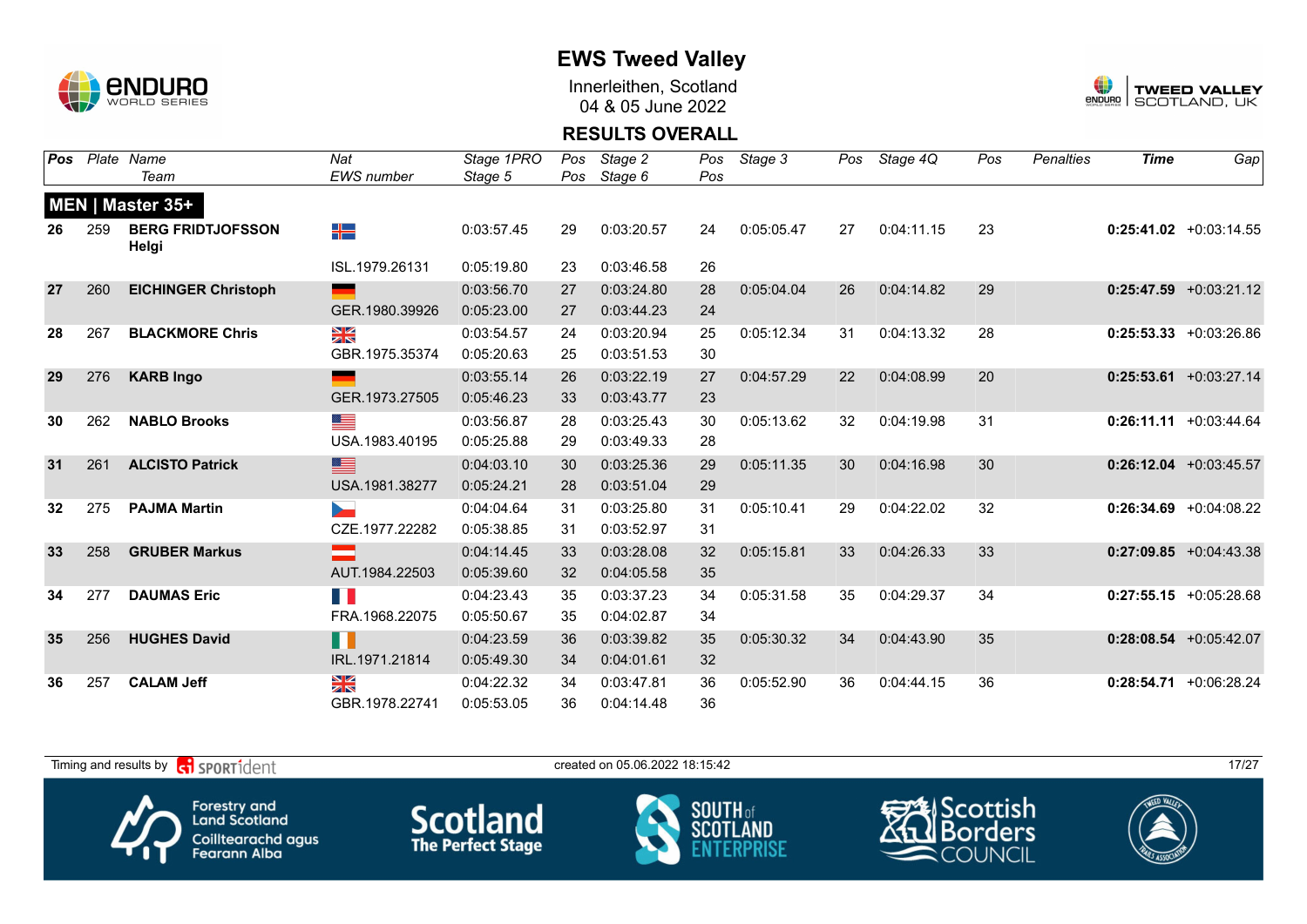# EWS Tweed Valley

Innerleithen, Scotland
04 & 05 June 2022

## RESULTS OVERALL

| Pos | Plate | Name / Team | Nat / EWS number | Stage 1PRO / Stage 5 | Pos / Pos | Stage 2 / Stage 6 | Pos / Pos | Stage 3 | Pos | Stage 4Q | Pos | Penalties | Time | Gap |
|---|---|---|---|---|---|---|---|---|---|---|---|---|---|---|
| **MEN \| Master 35+** | | | | | | | | | | | | | | |
| 26 | 259 | **BERG FRIDTJOFSSON Helgi** | | 0:03:57.45 | 29 | 0:03:20.57 | 24 | 0:05:05.47 | 27 | 0:04:11.15 | 23 | | **0:25:41.02** | +0:03:14.55 |
| | | | ISL.1979.26131 | 0:05:19.80 | 23 | 0:03:46.58 | 26 | | | | | | | |
| 27 | 260 | **EICHINGER Christoph** | | 0:03:56.70 | 27 | 0:03:24.80 | 28 | 0:05:04.04 | 26 | 0:04:14.82 | 29 | | **0:25:47.59** | +0:03:21.12 |
| | | | GER.1980.39926 | 0:05:23.00 | 27 | 0:03:44.23 | 24 | | | | | | | |
| 28 | 267 | **BLACKMORE Chris** | | 0:03:54.57 | 24 | 0:03:20.94 | 25 | 0:05:12.34 | 31 | 0:04:13.32 | 28 | | **0:25:53.33** | +0:03:26.86 |
| | | | GBR.1975.35374 | 0:05:20.63 | 25 | 0:03:51.53 | 30 | | | | | | | |
| 29 | 276 | **KARB Ingo** | | 0:03:55.14 | 26 | 0:03:22.19 | 27 | 0:04:57.29 | 22 | 0:04:08.99 | 20 | | **0:25:53.61** | +0:03:27.14 |
| | | | GER.1973.27505 | 0:05:46.23 | 33 | 0:03:43.77 | 23 | | | | | | | |
| 30 | 262 | **NABLO Brooks** | | 0:03:56.87 | 28 | 0:03:25.43 | 30 | 0:05:13.62 | 32 | 0:04:19.98 | 31 | | **0:26:11.11** | +0:03:44.64 |
| | | | USA.1983.40195 | 0:05:25.88 | 29 | 0:03:49.33 | 28 | | | | | | | |
| 31 | 261 | **ALCISTO Patrick** | | 0:04:03.10 | 30 | 0:03:25.36 | 29 | 0:05:11.35 | 30 | 0:04:16.98 | 30 | | **0:26:12.04** | +0:03:45.57 |
| | | | USA.1981.38277 | 0:05:24.21 | 28 | 0:03:51.04 | 29 | | | | | | | |
| 32 | 275 | **PAJMA Martin** | | 0:04:04.64 | 31 | 0:03:25.80 | 31 | 0:05:10.41 | 29 | 0:04:22.02 | 32 | | **0:26:34.69** | +0:04:08.22 |
| | | | CZE.1977.22282 | 0:05:38.85 | 31 | 0:03:52.97 | 31 | | | | | | | |
| 33 | 258 | **GRUBER Markus** | | 0:04:14.45 | 33 | 0:03:28.08 | 32 | 0:05:15.81 | 33 | 0:04:26.33 | 33 | | **0:27:09.85** | +0:04:43.38 |
| | | | AUT.1984.22503 | 0:05:39.60 | 32 | 0:04:05.58 | 35 | | | | | | | |
| 34 | 277 | **DAUMAS Eric** | | 0:04:23.43 | 35 | 0:03:37.23 | 34 | 0:05:31.58 | 35 | 0:04:29.37 | 34 | | **0:27:55.15** | +0:05:28.68 |
| | | | FRA.1968.22075 | 0:05:50.67 | 35 | 0:04:02.87 | 34 | | | | | | | |
| 35 | 256 | **HUGHES David** | | 0:04:23.59 | 36 | 0:03:39.82 | 35 | 0:05:30.32 | 34 | 0:04:43.90 | 35 | | **0:28:08.54** | +0:05:42.07 |
| | | | IRL.1971.21814 | 0:05:49.30 | 34 | 0:04:01.61 | 32 | | | | | | | |
| 36 | 257 | **CALAM Jeff** | | 0:04:22.32 | 34 | 0:03:47.81 | 36 | 0:05:52.90 | 36 | 0:04:44.15 | 36 | | **0:28:54.71** | +0:06:28.24 |
| | | | GBR.1978.22741 | 0:05:53.05 | 36 | 0:04:14.48 | 36 | | | | | | | |

Timing and results by SPORTident — created on 05.06.2022 18:15:42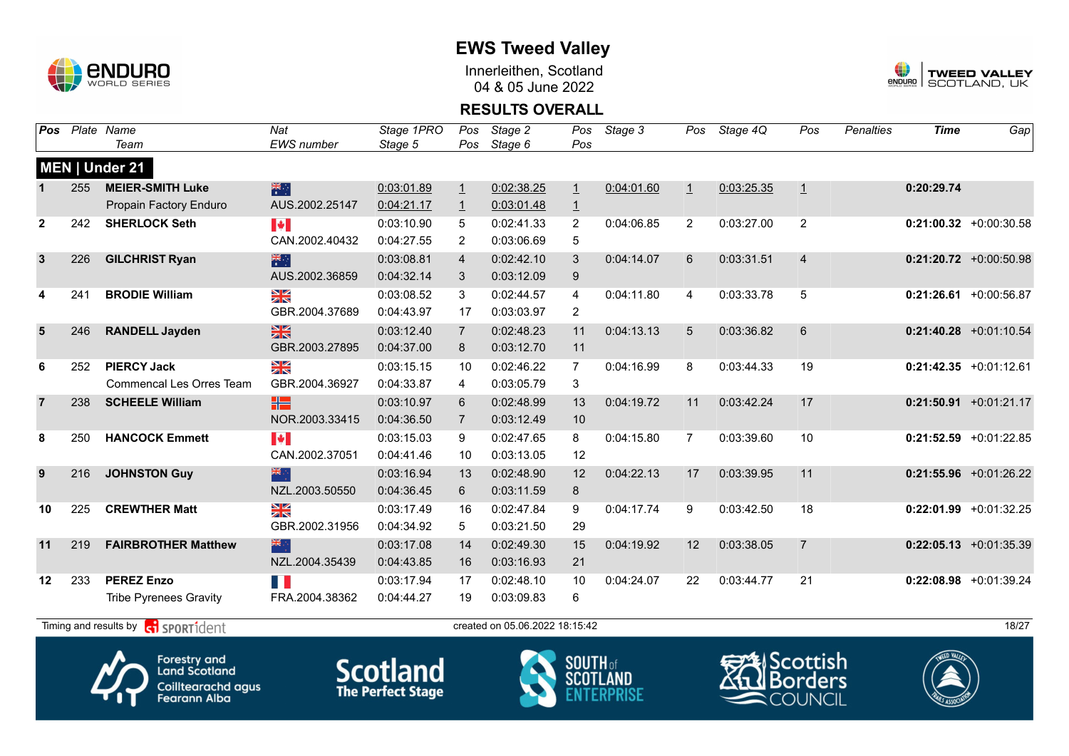# EWS Tweed Valley

Innerleithen, Scotland
04 & 05 June 2022

## RESULTS OVERALL

### MEN | Under 21

| Pos | Plate | Name / Team | Nat / EWS number | Stage 1PRO / Stage 5 | Pos / Pos | Stage 2 / Stage 6 | Pos / Pos | Stage 3 | Pos | Stage 4Q | Pos | Penalties | Time | Gap |
|---|---|---|---|---|---|---|---|---|---|---|---|---|---|---|
| 1 | 255 | **MEIER-SMITH Luke** | AUS | 0:03:01.89 | 1 | 0:02:38.25 | 1 | 0:04:01.60 | 1 | 0:03:25.35 | 1 | | **0:20:29.74** | |
| | | Propain Factory Enduro | AUS.2002.25147 | 0:04:21.17 | 1 | 0:03:01.48 | 1 | | | | | | | |
| 2 | 242 | **SHERLOCK Seth** | CAN | 0:03:10.90 | 5 | 0:02:41.33 | 2 | 0:04:06.85 | 2 | 0:03:27.00 | 2 | | **0:21:00.32** | +0:00:30.58 |
| | | | CAN.2002.40432 | 0:04:27.55 | 2 | 0:03:06.69 | 5 | | | | | | | |
| 3 | 226 | **GILCHRIST Ryan** | AUS | 0:03:08.81 | 4 | 0:02:42.10 | 3 | 0:04:14.07 | 6 | 0:03:31.51 | 4 | | **0:21:20.72** | +0:00:50.98 |
| | | | AUS.2002.36859 | 0:04:32.14 | 3 | 0:03:12.09 | 9 | | | | | | | |
| 4 | 241 | **BRODIE William** | GBR | 0:03:08.52 | 3 | 0:02:44.57 | 4 | 0:04:11.80 | 4 | 0:03:33.78 | 5 | | **0:21:26.61** | +0:00:56.87 |
| | | | GBR.2004.37689 | 0:04:43.97 | 17 | 0:03:03.97 | 2 | | | | | | | |
| 5 | 246 | **RANDELL Jayden** | GBR | 0:03:12.40 | 7 | 0:02:48.23 | 11 | 0:04:13.13 | 5 | 0:03:36.82 | 6 | | **0:21:40.28** | +0:01:10.54 |
| | | | GBR.2003.27895 | 0:04:37.00 | 8 | 0:03:12.70 | 11 | | | | | | | |
| 6 | 252 | **PIERCY Jack** | GBR | 0:03:15.15 | 10 | 0:02:46.22 | 7 | 0:04:16.99 | 8 | 0:03:44.33 | 19 | | **0:21:42.35** | +0:01:12.61 |
| | | Commencal Les Orres Team | GBR.2004.36927 | 0:04:33.87 | 4 | 0:03:05.79 | 3 | | | | | | | |
| 7 | 238 | **SCHEELE William** | NOR | 0:03:10.97 | 6 | 0:02:48.99 | 13 | 0:04:19.72 | 11 | 0:03:42.24 | 17 | | **0:21:50.91** | +0:01:21.17 |
| | | | NOR.2003.33415 | 0:04:36.50 | 7 | 0:03:12.49 | 10 | | | | | | | |
| 8 | 250 | **HANCOCK Emmett** | CAN | 0:03:15.03 | 9 | 0:02:47.65 | 8 | 0:04:15.80 | 7 | 0:03:39.60 | 10 | | **0:21:52.59** | +0:01:22.85 |
| | | | CAN.2002.37051 | 0:04:41.46 | 10 | 0:03:13.05 | 12 | | | | | | | |
| 9 | 216 | **JOHNSTON Guy** | NZL | 0:03:16.94 | 13 | 0:02:48.90 | 12 | 0:04:22.13 | 17 | 0:03:39.95 | 11 | | **0:21:55.96** | +0:01:26.22 |
| | | | NZL.2003.50550 | 0:04:36.45 | 6 | 0:03:11.59 | 8 | | | | | | | |
| 10 | 225 | **CREWTHER Matt** | GBR | 0:03:17.49 | 16 | 0:02:47.84 | 9 | 0:04:17.74 | 9 | 0:03:42.50 | 18 | | **0:22:01.99** | +0:01:32.25 |
| | | | GBR.2002.31956 | 0:04:34.92 | 5 | 0:03:21.50 | 29 | | | | | | | |
| 11 | 219 | **FAIRBROTHER Matthew** | NZL | 0:03:17.08 | 14 | 0:02:49.30 | 15 | 0:04:19.92 | 12 | 0:03:38.05 | 7 | | **0:22:05.13** | +0:01:35.39 |
| | | | NZL.2004.35439 | 0:04:43.85 | 16 | 0:03:16.93 | 21 | | | | | | | |
| 12 | 233 | **PEREZ Enzo** | FRA | 0:03:17.94 | 17 | 0:02:48.10 | 10 | 0:04:24.07 | 22 | 0:03:44.77 | 21 | | **0:22:08.98** | +0:01:39.24 |
| | | Tribe Pyrenees Gravity | FRA.2004.38362 | 0:04:44.27 | 19 | 0:03:09.83 | 6 | | | | | | | |

Timing and results by SPORTident — created on 05.06.2022 18:15:42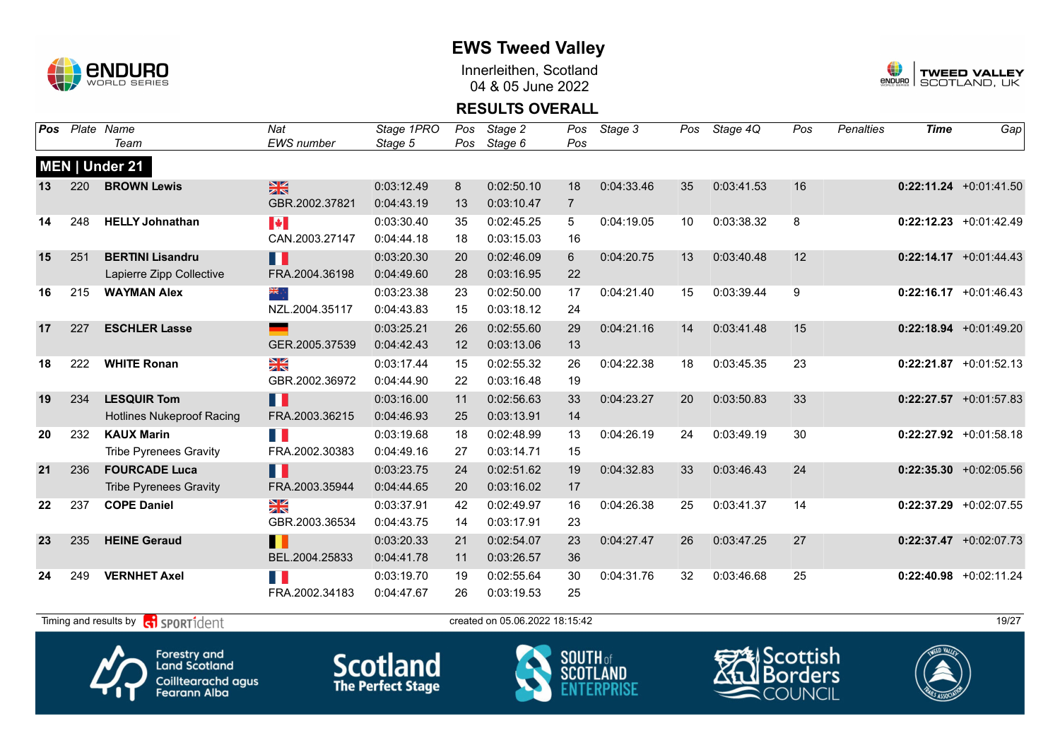# EWS Tweed Valley

Innerleithen, Scotland
04 & 05 June 2022

## RESULTS OVERALL

### MEN | Under 21

| Pos | Plate | Name / Team | Nat / EWS number | Stage 1PRO / Stage 5 | Pos / Pos | Stage 2 / Stage 6 | Pos / Pos | Stage 3 | Pos | Stage 4Q | Pos | Penalties | Time | Gap |
|---|---|---|---|---|---|---|---|---|---|---|---|---|---|---|
| 13 | 220 | **BROWN Lewis** | GBR.2002.37821 | 0:03:12.49 / 0:04:43.19 | 8 / 13 | 0:02:50.10 / 0:03:10.47 | 18 / 7 | 0:04:33.46 | 35 | 0:03:41.53 | 16 | | **0:22:11.24** | +0:01:41.50 |
| 14 | 248 | **HELLY Johnathan** | CAN.2003.27147 | 0:03:30.40 / 0:04:44.18 | 35 / 18 | 0:02:45.25 / 0:03:15.03 | 5 / 16 | 0:04:19.05 | 10 | 0:03:38.32 | 8 | | **0:22:12.23** | +0:01:42.49 |
| 15 | 251 | **BERTINI Lisandru** / Lapierre Zipp Collective | FRA.2004.36198 | 0:03:20.30 / 0:04:49.60 | 20 / 28 | 0:02:46.09 / 0:03:16.95 | 6 / 22 | 0:04:20.75 | 13 | 0:03:40.48 | 12 | | **0:22:14.17** | +0:01:44.43 |
| 16 | 215 | **WAYMAN Alex** | NZL.2004.35117 | 0:03:23.38 / 0:04:43.83 | 23 / 15 | 0:02:50.00 / 0:03:18.12 | 17 / 24 | 0:04:21.40 | 15 | 0:03:39.44 | 9 | | **0:22:16.17** | +0:01:46.43 |
| 17 | 227 | **ESCHLER Lasse** | GER.2005.37539 | 0:03:25.21 / 0:04:42.43 | 26 / 12 | 0:02:55.60 / 0:03:13.06 | 29 / 13 | 0:04:21.16 | 14 | 0:03:41.48 | 15 | | **0:22:18.94** | +0:01:49.20 |
| 18 | 222 | **WHITE Ronan** | GBR.2002.36972 | 0:03:17.44 / 0:04:44.90 | 15 / 22 | 0:02:55.32 / 0:03:16.48 | 26 / 19 | 0:04:22.38 | 18 | 0:03:45.35 | 23 | | **0:22:21.87** | +0:01:52.13 |
| 19 | 234 | **LESQUIR Tom** / Hotlines Nukeproof Racing | FRA.2003.36215 | 0:03:16.00 / 0:04:46.93 | 11 / 25 | 0:02:56.63 / 0:03:13.91 | 33 / 14 | 0:04:23.27 | 20 | 0:03:50.83 | 33 | | **0:22:27.57** | +0:01:57.83 |
| 20 | 232 | **KAUX Marin** / Tribe Pyrenees Gravity | FRA.2002.30383 | 0:03:19.68 / 0:04:49.16 | 18 / 27 | 0:02:48.99 / 0:03:14.71 | 13 / 15 | 0:04:26.19 | 24 | 0:03:49.19 | 30 | | **0:22:27.92** | +0:01:58.18 |
| 21 | 236 | **FOURCADE Luca** / Tribe Pyrenees Gravity | FRA.2003.35944 | 0:03:23.75 / 0:04:44.65 | 24 / 20 | 0:02:51.62 / 0:03:16.02 | 19 / 17 | 0:04:32.83 | 33 | 0:03:46.43 | 24 | | **0:22:35.30** | +0:02:05.56 |
| 22 | 237 | **COPE Daniel** | GBR.2003.36534 | 0:03:37.91 / 0:04:43.75 | 42 / 14 | 0:02:49.97 / 0:03:17.91 | 16 / 23 | 0:04:26.38 | 25 | 0:03:41.37 | 14 | | **0:22:37.29** | +0:02:07.55 |
| 23 | 235 | **HEINE Geraud** | BEL.2004.25833 | 0:03:20.33 / 0:04:41.78 | 21 / 11 | 0:02:54.07 / 0:03:26.57 | 23 / 36 | 0:04:27.47 | 26 | 0:03:47.25 | 27 | | **0:22:37.47** | +0:02:07.73 |
| 24 | 249 | **VERNHET Axel** | FRA.2002.34183 | 0:03:19.70 / 0:04:47.67 | 19 / 26 | 0:02:55.64 / 0:03:19.53 | 30 / 25 | 0:04:31.76 | 32 | 0:03:46.68 | 25 | | **0:22:40.98** | +0:02:11.24 |

Timing and results by SPORTident — created on 05.06.2022 18:15:42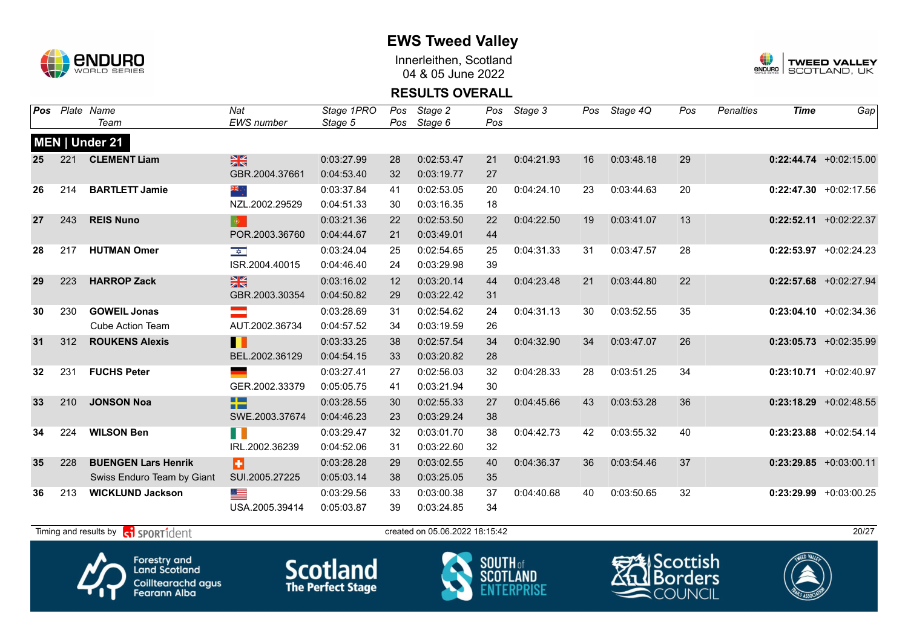# EWS Tweed Valley

Innerleithen, Scotland
04 & 05 June 2022

## RESULTS OVERALL

| Pos | Plate | Name / Team | Nat / EWS number | Stage 1PRO / Stage 5 | Pos / Pos | Stage 2 / Stage 6 | Pos / Pos | Stage 3 | Pos | Stage 4Q | Pos | Penalties | Time | Gap |
|---|---|---|---|---|---|---|---|---|---|---|---|---|---|---|
| **MEN \| Under 21** | | | | | | | | | | | | | | |
| **25** | 221 | **CLEMENT Liam** | GBR.2004.37661 | 0:03:27.99 / 0:04:53.40 | 28 / 32 | 0:02:53.47 / 0:03:19.77 | 21 / 27 | 0:04:21.93 | 16 | 0:03:48.18 | 29 | | **0:22:44.74** | +0:02:15.00 |
| **26** | 214 | **BARTLETT Jamie** | NZL.2002.29529 | 0:03:37.84 / 0:04:51.33 | 41 / 30 | 0:02:53.05 / 0:03:16.35 | 20 / 18 | 0:04:24.10 | 23 | 0:03:44.63 | 20 | | **0:22:47.30** | +0:02:17.56 |
| **27** | 243 | **REIS Nuno** | POR.2003.36760 | 0:03:21.36 / 0:04:44.67 | 22 / 21 | 0:02:53.50 / 0:03:49.01 | 22 / 44 | 0:04:22.50 | 19 | 0:03:41.07 | 13 | | **0:22:52.11** | +0:02:22.37 |
| **28** | 217 | **HUTMAN Omer** | ISR.2004.40015 | 0:03:24.04 / 0:04:46.40 | 25 / 24 | 0:02:54.65 / 0:03:29.98 | 25 / 39 | 0:04:31.33 | 31 | 0:03:47.57 | 28 | | **0:22:53.97** | +0:02:24.23 |
| **29** | 223 | **HARROP Zack** | GBR.2003.30354 | 0:03:16.02 / 0:04:50.82 | 12 / 29 | 0:03:20.14 / 0:03:22.42 | 44 / 31 | 0:04:23.48 | 21 | 0:03:44.80 | 22 | | **0:22:57.68** | +0:02:27.94 |
| **30** | 230 | **GOWEIL Jonas** / Cube Action Team | AUT.2002.36734 | 0:03:28.69 / 0:04:57.52 | 31 / 34 | 0:02:54.62 / 0:03:19.59 | 24 / 26 | 0:04:31.13 | 30 | 0:03:52.55 | 35 | | **0:23:04.10** | +0:02:34.36 |
| **31** | 312 | **ROUKENS Alexis** | BEL.2002.36129 | 0:03:33.25 / 0:04:54.15 | 38 / 33 | 0:02:57.54 / 0:03:20.82 | 34 / 28 | 0:04:32.90 | 34 | 0:03:47.07 | 26 | | **0:23:05.73** | +0:02:35.99 |
| **32** | 231 | **FUCHS Peter** | GER.2002.33379 | 0:03:27.41 / 0:05:05.75 | 27 / 41 | 0:02:56.03 / 0:03:21.94 | 32 / 30 | 0:04:28.33 | 28 | 0:03:51.25 | 34 | | **0:23:10.71** | +0:02:40.97 |
| **33** | 210 | **JONSON Noa** | SWE.2003.37674 | 0:03:28.55 / 0:04:46.23 | 30 / 23 | 0:02:55.33 / 0:03:29.24 | 27 / 38 | 0:04:45.66 | 43 | 0:03:53.28 | 36 | | **0:23:18.29** | +0:02:48.55 |
| **34** | 224 | **WILSON Ben** | IRL.2002.36239 | 0:03:29.47 / 0:04:52.06 | 32 / 31 | 0:03:01.70 / 0:03:22.60 | 38 / 32 | 0:04:42.73 | 42 | 0:03:55.32 | 40 | | **0:23:23.88** | +0:02:54.14 |
| **35** | 228 | **BUENGEN Lars Henrik** / Swiss Enduro Team by Giant | SUI.2005.27225 | 0:03:28.28 / 0:05:03.14 | 29 / 38 | 0:03:02.55 / 0:03:25.05 | 40 / 35 | 0:04:36.37 | 36 | 0:03:54.46 | 37 | | **0:23:29.85** | +0:03:00.11 |
| **36** | 213 | **WICKLUND Jackson** | USA.2005.39414 | 0:03:29.56 / 0:05:03.87 | 33 / 39 | 0:03:00.38 / 0:03:24.85 | 37 / 34 | 0:04:40.68 | 40 | 0:03:50.65 | 32 | | **0:23:29.99** | +0:03:00.25 |

Timing and results by SPORTident — created on 05.06.2022 18:15:42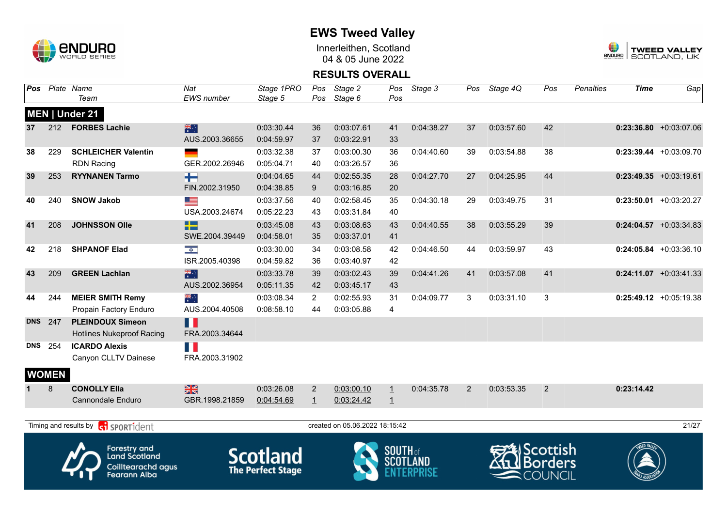# EWS Tweed Valley

Innerleithen, Scotland
04 & 05 June 2022

## RESULTS OVERALL

| Pos | Plate | Name / Team | Nat / EWS number | Stage 1PRO / Stage 5 | Pos / Pos | Stage 2 / Stage 6 | Pos / Pos | Stage 3 | Pos | Stage 4Q | Pos | Penalties | Time | Gap |
|---|---|---|---|---|---|---|---|---|---|---|---|---|---|---|
| **MEN \| Under 21** | | | | | | | | | | | | | | |
| **37** | 212 | **FORBES Lachie** | AUS.2003.36655 | 0:03:30.44<br>0:04:59.97 | 36<br>37 | 0:03:07.61<br>0:03:22.91 | 41<br>33 | 0:04:38.27 | 37 | 0:03:57.60 | 42 | | **0:23:36.80** | +0:03:07.06 |
| **38** | 229 | **SCHLEICHER Valentin**<br>RDN Racing | GER.2002.26946 | 0:03:32.38<br>0:05:04.71 | 37<br>40 | 0:03:00.30<br>0:03:26.57 | 36<br>36 | 0:04:40.60 | 39 | 0:03:54.88 | 38 | | **0:23:39.44** | +0:03:09.70 |
| **39** | 253 | **RYYNANEN Tarmo** | FIN.2002.31950 | 0:04:04.65<br>0:04:38.85 | 44<br>9 | 0:02:55.35<br>0:03:16.85 | 28<br>20 | 0:04:27.70 | 27 | 0:04:25.95 | 44 | | **0:23:49.35** | +0:03:19.61 |
| **40** | 240 | **SNOW Jakob** | USA.2003.24674 | 0:03:37.56<br>0:05:22.23 | 40<br>43 | 0:02:58.45<br>0:03:31.84 | 35<br>40 | 0:04:30.18 | 29 | 0:03:49.75 | 31 | | **0:23:50.01** | +0:03:20.27 |
| **41** | 208 | **JOHNSSON Olle** | SWE.2004.39449 | 0:03:45.08<br>0:04:58.01 | 43<br>35 | 0:03:08.63<br>0:03:37.01 | 43<br>41 | 0:04:40.55 | 38 | 0:03:55.29 | 39 | | **0:24:04.57** | +0:03:34.83 |
| **42** | 218 | **SHPANOF Elad** | ISR.2005.40398 | 0:03:30.00<br>0:04:59.82 | 34<br>36 | 0:03:08.58<br>0:03:40.97 | 42<br>42 | 0:04:46.50 | 44 | 0:03:59.97 | 43 | | **0:24:05.84** | +0:03:36.10 |
| **43** | 209 | **GREEN Lachlan** | AUS.2002.36954 | 0:03:33.78<br>0:05:11.35 | 39<br>42 | 0:03:02.43<br>0:03:45.17 | 39<br>43 | 0:04:41.26 | 41 | 0:03:57.08 | 41 | | **0:24:11.07** | +0:03:41.33 |
| **44** | 244 | **MEIER SMITH Remy**<br>Propain Factory Enduro | AUS.2004.40508 | 0:03:08.34<br>0:08:58.10 | 2<br>44 | 0:02:55.93<br>0:03:05.88 | 31<br>4 | 0:04:09.77 | 3 | 0:03:31.10 | 3 | | **0:25:49.12** | +0:05:19.38 |
| **DNS** | 247 | **PLEINDOUX Simeon**<br>Hotlines Nukeproof Racing | FRA.2003.34644 | | | | | | | | | | | |
| **DNS** | 254 | **ICARDO Alexis**<br>Canyon CLLTV Dainese | FRA.2003.31902 | | | | | | | | | | | |
| **WOMEN** | | | | | | | | | | | | | | |
| **1** | 8 | **CONOLLY Ella**<br>Cannondale Enduro | GBR.1998.21859 | 0:03:26.08<br>0:04:54.69 | 2<br>1 | 0:03:00.10<br>0:03:24.42 | 1<br>1 | 0:04:35.78 | 2 | 0:03:53.35 | 2 | | **0:23:14.42** | |

Timing and results by SPORTident

created on 05.06.2022 18:15:42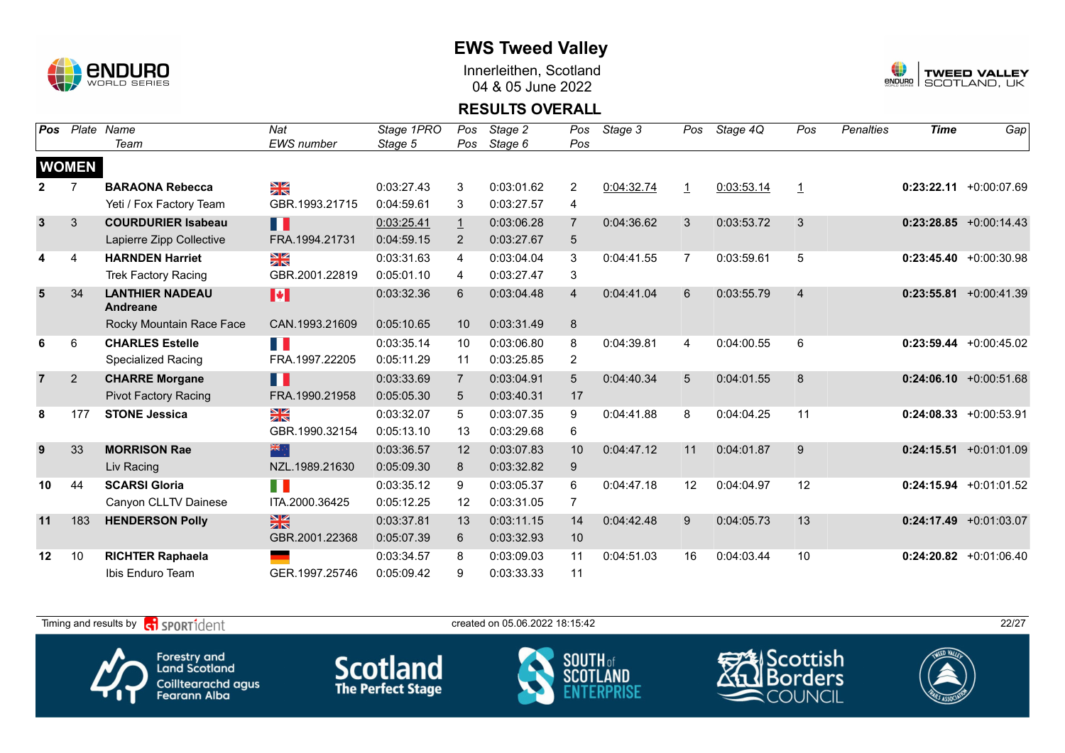# EWS Tweed Valley

Innerleithen, Scotland
04 & 05 June 2022

## RESULTS OVERALL

| Pos | Plate | Name / Team | Nat / EWS number | Stage 1PRO / Stage 5 | Pos / Pos | Stage 2 / Stage 6 | Pos / Pos | Stage 3 | Pos | Stage 4Q | Pos | Penalties | Time | Gap |
|---|---|---|---|---|---|---|---|---|---|---|---|---|---|---|
| **WOMEN** | | | | | | | | | | | | | | |
| **2** | 7 | **BARAONA Rebecca** | GBR | 0:03:27.43 | 3 | 0:03:01.62 | 2 | 0:04:32.74 | 1 | 0:03:53.14 | 1 | | **0:23:22.11** | +0:00:07.69 |
| | | Yeti / Fox Factory Team | GBR.1993.21715 | 0:04:59.61 | 3 | 0:03:27.57 | 4 | | | | | | | |
| **3** | 3 | **COURDURIER Isabeau** | FRA | 0:03:25.41 | 1 | 0:03:06.28 | 7 | 0:04:36.62 | 3 | 0:03:53.72 | 3 | | **0:23:28.85** | +0:00:14.43 |
| | | Lapierre Zipp Collective | FRA.1994.21731 | 0:04:59.15 | 2 | 0:03:27.67 | 5 | | | | | | | |
| **4** | 4 | **HARNDEN Harriet** | GBR | 0:03:31.63 | 4 | 0:03:04.04 | 3 | 0:04:41.55 | 7 | 0:03:59.61 | 5 | | **0:23:45.40** | +0:00:30.98 |
| | | Trek Factory Racing | GBR.2001.22819 | 0:05:01.10 | 4 | 0:03:27.47 | 3 | | | | | | | |
| **5** | 34 | **LANTHIER NADEAU Andreane** | CAN | 0:03:32.36 | 6 | 0:03:04.48 | 4 | 0:04:41.04 | 6 | 0:03:55.79 | 4 | | **0:23:55.81** | +0:00:41.39 |
| | | Rocky Mountain Race Face | CAN.1993.21609 | 0:05:10.65 | 10 | 0:03:31.49 | 8 | | | | | | | |
| **6** | 6 | **CHARLES Estelle** | FRA | 0:03:35.14 | 10 | 0:03:06.80 | 8 | 0:04:39.81 | 4 | 0:04:00.55 | 6 | | **0:23:59.44** | +0:00:45.02 |
| | | Specialized Racing | FRA.1997.22205 | 0:05:11.29 | 11 | 0:03:25.85 | 2 | | | | | | | |
| **7** | 2 | **CHARRE Morgane** | FRA | 0:03:33.69 | 7 | 0:03:04.91 | 5 | 0:04:40.34 | 5 | 0:04:01.55 | 8 | | **0:24:06.10** | +0:00:51.68 |
| | | Pivot Factory Racing | FRA.1990.21958 | 0:05:05.30 | 5 | 0:03:40.31 | 17 | | | | | | | |
| **8** | 177 | **STONE Jessica** | GBR | 0:03:32.07 | 5 | 0:03:07.35 | 9 | 0:04:41.88 | 8 | 0:04:04.25 | 11 | | **0:24:08.33** | +0:00:53.91 |
| | | | GBR.1990.32154 | 0:05:13.10 | 13 | 0:03:29.68 | 6 | | | | | | | |
| **9** | 33 | **MORRISON Rae** | NZL | 0:03:36.57 | 12 | 0:03:07.83 | 10 | 0:04:47.12 | 11 | 0:04:01.87 | 9 | | **0:24:15.51** | +0:01:01.09 |
| | | Liv Racing | NZL.1989.21630 | 0:05:09.30 | 8 | 0:03:32.82 | 9 | | | | | | | |
| **10** | 44 | **SCARSI Gloria** | ITA | 0:03:35.12 | 9 | 0:03:05.37 | 6 | 0:04:47.18 | 12 | 0:04:04.97 | 12 | | **0:24:15.94** | +0:01:01.52 |
| | | Canyon CLLTV Dainese | ITA.2000.36425 | 0:05:12.25 | 12 | 0:03:31.05 | 7 | | | | | | | |
| **11** | 183 | **HENDERSON Polly** | GBR | 0:03:37.81 | 13 | 0:03:11.15 | 14 | 0:04:42.48 | 9 | 0:04:05.73 | 13 | | **0:24:17.49** | +0:01:03.07 |
| | | | GBR.2001.22368 | 0:05:07.39 | 6 | 0:03:32.93 | 10 | | | | | | | |
| **12** | 10 | **RICHTER Raphaela** | GER | 0:03:34.57 | 8 | 0:03:09.03 | 11 | 0:04:51.03 | 16 | 0:04:03.44 | 10 | | **0:24:20.82** | +0:01:06.40 |
| | | Ibis Enduro Team | GER.1997.25746 | 0:05:09.42 | 9 | 0:03:33.33 | 11 | | | | | | | |

Timing and results by SPORTident — created on 05.06.2022 18:15:42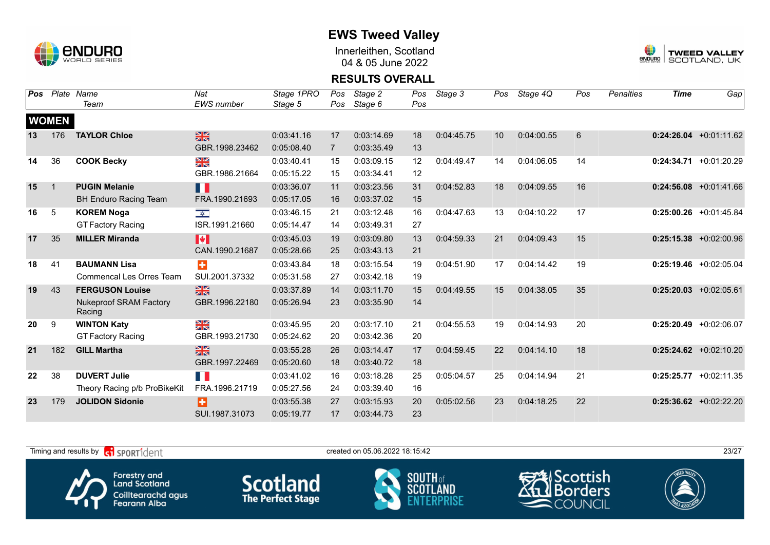# EWS Tweed Valley

Innerleithen, Scotland
04 & 05 June 2022

## RESULTS OVERALL

| Pos | Plate | Name / Team | Nat / EWS number | Stage 1PRO / Stage 5 | Pos / Pos | Stage 2 / Stage 6 | Pos / Pos | Stage 3 | Pos | Stage 4Q | Pos | Penalties | Time | Gap |
|---|---|---|---|---|---|---|---|---|---|---|---|---|---|---|
| **WOMEN** | | | | | | | | | | | | | | |
| **13** | 176 | **TAYLOR Chloe** | GBR.1998.23462 | 0:03:41.16 / 0:05:08.40 | 17 / 7 | 0:03:14.69 / 0:03:35.49 | 18 / 13 | 0:04:45.75 | 10 | 0:04:00.55 | 6 | | **0:24:26.04** | +0:01:11.62 |
| **14** | 36 | **COOK Becky** | GBR.1986.21664 | 0:03:40.41 / 0:05:15.22 | 15 / 15 | 0:03:09.15 / 0:03:34.41 | 12 / 12 | 0:04:49.47 | 14 | 0:04:06.05 | 14 | | **0:24:34.71** | +0:01:20.29 |
| **15** | 1 | **PUGIN Melanie** / BH Enduro Racing Team | FRA.1990.21693 | 0:03:36.07 / 0:05:17.05 | 11 / 16 | 0:03:23.56 / 0:03:37.02 | 31 / 15 | 0:04:52.83 | 18 | 0:04:09.55 | 16 | | **0:24:56.08** | +0:01:41.66 |
| **16** | 5 | **KOREM Noga** / GT Factory Racing | ISR.1991.21660 | 0:03:46.15 / 0:05:14.47 | 21 / 14 | 0:03:12.48 / 0:03:49.31 | 16 / 27 | 0:04:47.63 | 13 | 0:04:10.22 | 17 | | **0:25:00.26** | +0:01:45.84 |
| **17** | 35 | **MILLER Miranda** | CAN.1990.21687 | 0:03:45.03 / 0:05:28.66 | 19 / 25 | 0:03:09.80 / 0:03:43.13 | 13 / 21 | 0:04:59.33 | 21 | 0:04:09.43 | 15 | | **0:25:15.38** | +0:02:00.96 |
| **18** | 41 | **BAUMANN Lisa** / Commencal Les Orres Team | SUI.2001.37332 | 0:03:43.84 / 0:05:31.58 | 18 / 27 | 0:03:15.54 / 0:03:42.18 | 19 / 19 | 0:04:51.90 | 17 | 0:04:14.42 | 19 | | **0:25:19.46** | +0:02:05.04 |
| **19** | 43 | **FERGUSON Louise** / Nukeproof SRAM Factory Racing | GBR.1996.22180 | 0:03:37.89 / 0:05:26.94 | 14 / 23 | 0:03:11.70 / 0:03:35.90 | 15 / 14 | 0:04:49.55 | 15 | 0:04:38.05 | 35 | | **0:25:20.03** | +0:02:05.61 |
| **20** | 9 | **WINTON Katy** / GT Factory Racing | GBR.1993.21730 | 0:03:45.95 / 0:05:24.62 | 20 / 20 | 0:03:17.10 / 0:03:42.36 | 21 / 20 | 0:04:55.53 | 19 | 0:04:14.93 | 20 | | **0:25:20.49** | +0:02:06.07 |
| **21** | 182 | **GILL Martha** | GBR.1997.22469 | 0:03:55.28 / 0:05:20.60 | 26 / 18 | 0:03:14.47 / 0:03:40.72 | 17 / 18 | 0:04:59.45 | 22 | 0:04:14.10 | 18 | | **0:25:24.62** | +0:02:10.20 |
| **22** | 38 | **DUVERT Julie** / Theory Racing p/b ProBikeKit | FRA.1996.21719 | 0:03:41.02 / 0:05:27.56 | 16 / 24 | 0:03:18.28 / 0:03:39.40 | 25 / 16 | 0:05:04.57 | 25 | 0:04:14.94 | 21 | | **0:25:25.77** | +0:02:11.35 |
| **23** | 179 | **JOLIDON Sidonie** | SUI.1987.31073 | 0:03:55.38 / 0:05:19.77 | 27 / 17 | 0:03:15.93 / 0:03:44.73 | 20 / 23 | 0:05:02.56 | 23 | 0:04:18.25 | 22 | | **0:25:36.62** | +0:02:22.20 |

Timing and results by SPORTident — created on 05.06.2022 18:15:42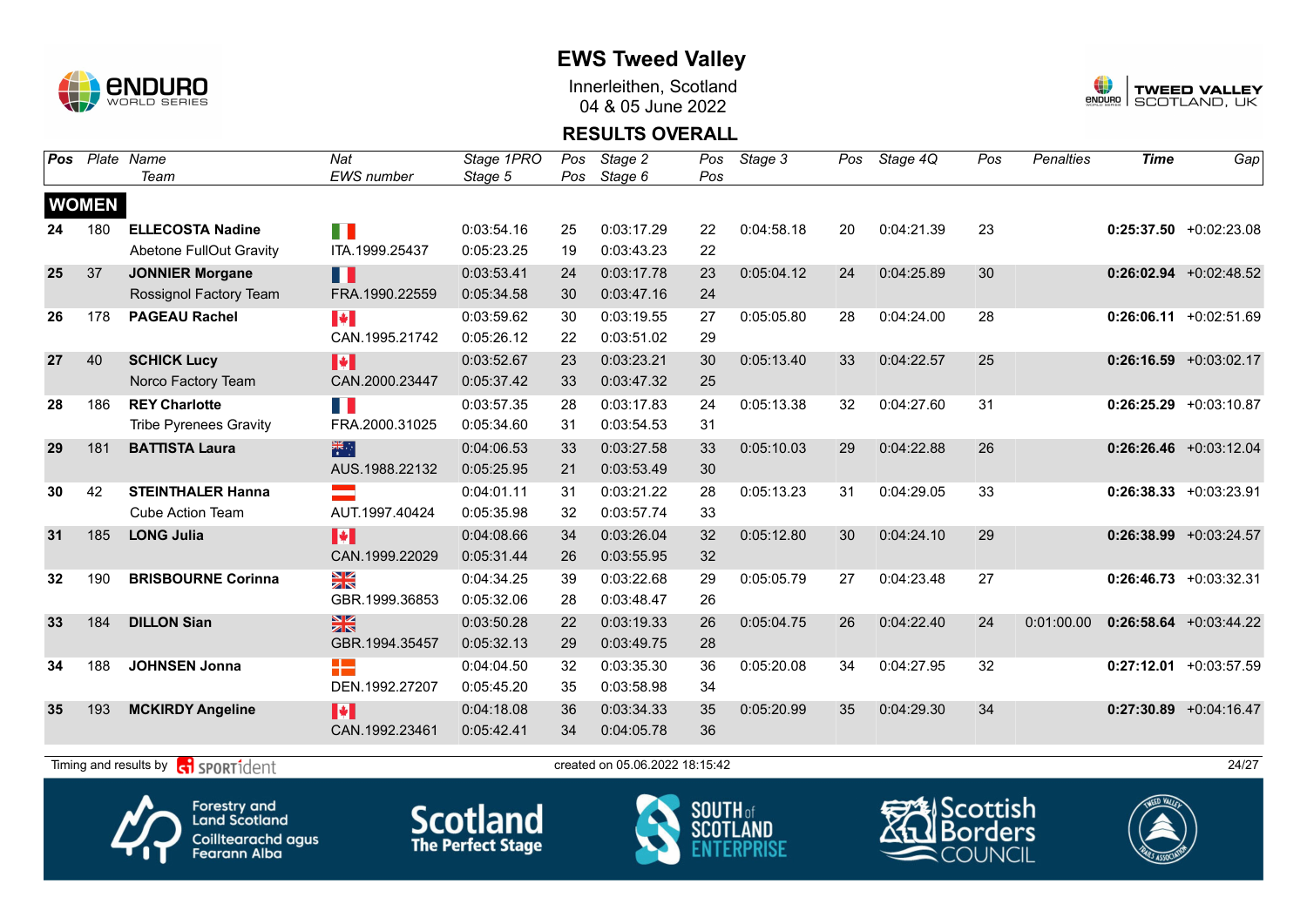# EWS Tweed Valley

Innerleithen, Scotland
04 & 05 June 2022

## RESULTS OVERALL

| Pos | Plate | Name / Team | Nat / EWS number | Stage 1PRO / Stage 5 | Pos / Pos | Stage 2 / Stage 6 | Pos / Pos | Stage 3 | Pos | Stage 4Q | Pos | Penalties | Time | Gap |
|---|---|---|---|---|---|---|---|---|---|---|---|---|---|---|
| **WOMEN** | | | | | | | | | | | | | | |
| **24** | 180 | **ELLECOSTA Nadine** | | 0:03:54.16 | 25 | 0:03:17.29 | 22 | 0:04:58.18 | 20 | 0:04:21.39 | 23 | | **0:25:37.50** | +0:02:23.08 |
| | | Abetone FullOut Gravity | ITA.1999.25437 | 0:05:23.25 | 19 | 0:03:43.23 | 22 | | | | | | | |
| **25** | 37 | **JONNIER Morgane** | | 0:03:53.41 | 24 | 0:03:17.78 | 23 | 0:05:04.12 | 24 | 0:04:25.89 | 30 | | **0:26:02.94** | +0:02:48.52 |
| | | Rossignol Factory Team | FRA.1990.22559 | 0:05:34.58 | 30 | 0:03:47.16 | 24 | | | | | | | |
| **26** | 178 | **PAGEAU Rachel** | | 0:03:59.62 | 30 | 0:03:19.55 | 27 | 0:05:05.80 | 28 | 0:04:24.00 | 28 | | **0:26:06.11** | +0:02:51.69 |
| | | | CAN.1995.21742 | 0:05:26.12 | 22 | 0:03:51.02 | 29 | | | | | | | |
| **27** | 40 | **SCHICK Lucy** | | 0:03:52.67 | 23 | 0:03:23.21 | 30 | 0:05:13.40 | 33 | 0:04:22.57 | 25 | | **0:26:16.59** | +0:03:02.17 |
| | | Norco Factory Team | CAN.2000.23447 | 0:05:37.42 | 33 | 0:03:47.32 | 25 | | | | | | | |
| **28** | 186 | **REY Charlotte** | | 0:03:57.35 | 28 | 0:03:17.83 | 24 | 0:05:13.38 | 32 | 0:04:27.60 | 31 | | **0:26:25.29** | +0:03:10.87 |
| | | Tribe Pyrenees Gravity | FRA.2000.31025 | 0:05:34.60 | 31 | 0:03:54.53 | 31 | | | | | | | |
| **29** | 181 | **BATTISTA Laura** | | 0:04:06.53 | 33 | 0:03:27.58 | 33 | 0:05:10.03 | 29 | 0:04:22.88 | 26 | | **0:26:26.46** | +0:03:12.04 |
| | | | AUS.1988.22132 | 0:05:25.95 | 21 | 0:03:53.49 | 30 | | | | | | | |
| **30** | 42 | **STEINTHALER Hanna** | | 0:04:01.11 | 31 | 0:03:21.22 | 28 | 0:05:13.23 | 31 | 0:04:29.05 | 33 | | **0:26:38.33** | +0:03:23.91 |
| | | Cube Action Team | AUT.1997.40424 | 0:05:35.98 | 32 | 0:03:57.74 | 33 | | | | | | | |
| **31** | 185 | **LONG Julia** | | 0:04:08.66 | 34 | 0:03:26.04 | 32 | 0:05:12.80 | 30 | 0:04:24.10 | 29 | | **0:26:38.99** | +0:03:24.57 |
| | | | CAN.1999.22029 | 0:05:31.44 | 26 | 0:03:55.95 | 32 | | | | | | | |
| **32** | 190 | **BRISBOURNE Corinna** | | 0:04:34.25 | 39 | 0:03:22.68 | 29 | 0:05:05.79 | 27 | 0:04:23.48 | 27 | | **0:26:46.73** | +0:03:32.31 |
| | | | GBR.1999.36853 | 0:05:32.06 | 28 | 0:03:48.47 | 26 | | | | | | | |
| **33** | 184 | **DILLON Sian** | | 0:03:50.28 | 22 | 0:03:19.33 | 26 | 0:05:04.75 | 26 | 0:04:22.40 | 24 | 0:01:00.00 | **0:26:58.64** | +0:03:44.22 |
| | | | GBR.1994.35457 | 0:05:32.13 | 29 | 0:03:49.75 | 28 | | | | | | | |
| **34** | 188 | **JOHNSEN Jonna** | | 0:04:04.50 | 32 | 0:03:35.30 | 36 | 0:05:20.08 | 34 | 0:04:27.95 | 32 | | **0:27:12.01** | +0:03:57.59 |
| | | | DEN.1992.27207 | 0:05:45.20 | 35 | 0:03:58.98 | 34 | | | | | | | |
| **35** | 193 | **MCKIRDY Angeline** | | 0:04:18.08 | 36 | 0:03:34.33 | 35 | 0:05:20.99 | 35 | 0:04:29.30 | 34 | | **0:27:30.89** | +0:04:16.47 |
| | | | CAN.1992.23461 | 0:05:42.41 | 34 | 0:04:05.78 | 36 | | | | | | | |

Timing and results by SPORTident — created on 05.06.2022 18:15:42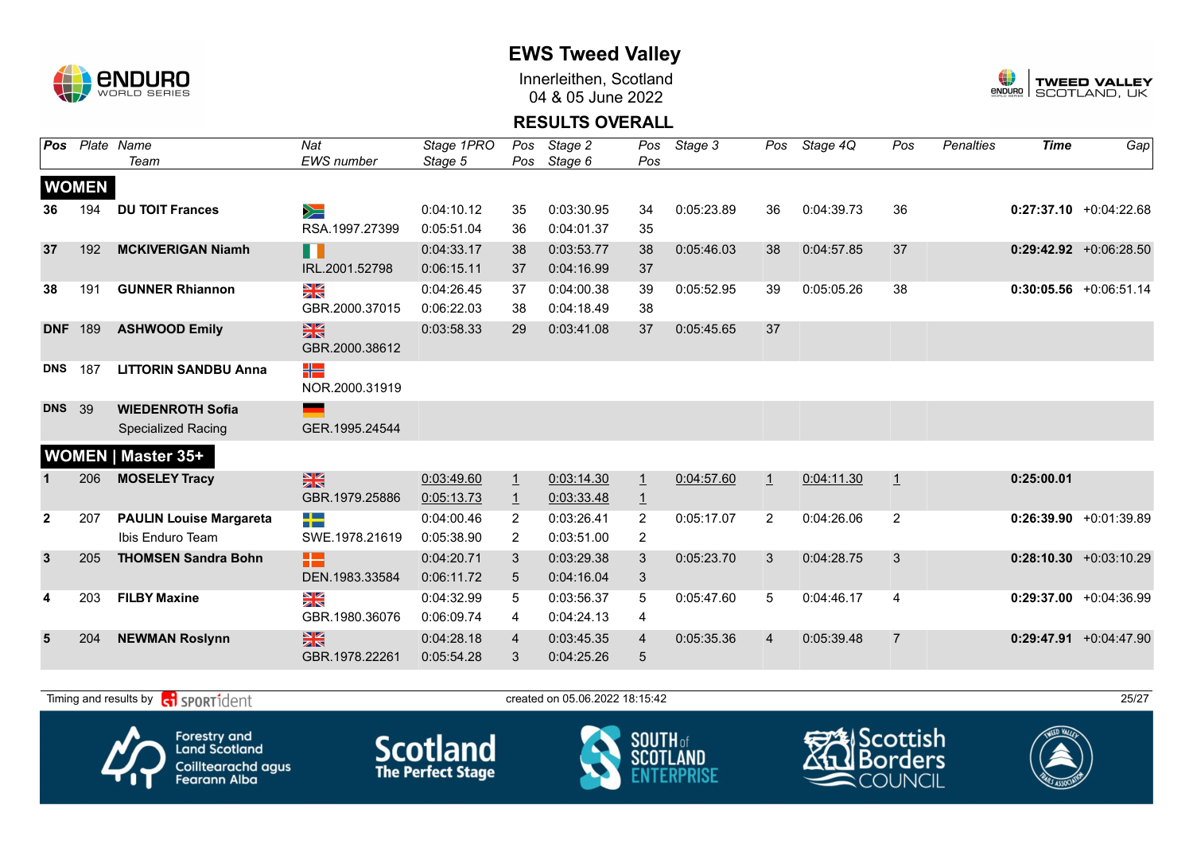# EWS Tweed Valley

Innerleithen, Scotland
04 & 05 June 2022

## RESULTS OVERALL

| Pos | Plate | Name / Team | Nat / EWS number | Stage 1PRO / Stage 5 | Pos / Pos | Stage 2 / Stage 6 | Pos / Pos | Stage 3 | Pos | Stage 4Q | Pos | Penalties | Time | Gap |
|---|---|---|---|---|---|---|---|---|---|---|---|---|---|---|
| **WOMEN** | | | | | | | | | | | | | | |
| 36 | 194 | **DU TOIT Frances** | RSA.1997.27399 | 0:04:10.12 / 0:05:51.04 | 35 / 36 | 0:03:30.95 / 0:04:01.37 | 34 / 35 | 0:05:23.89 | 36 | 0:04:39.73 | 36 | | **0:27:37.10** | +0:04:22.68 |
| 37 | 192 | **MCKIVERIGAN Niamh** | IRL.2001.52798 | 0:04:33.17 / 0:06:15.11 | 38 / 37 | 0:03:53.77 / 0:04:16.99 | 38 / 37 | 0:05:46.03 | 38 | 0:04:57.85 | 37 | | **0:29:42.92** | +0:06:28.50 |
| 38 | 191 | **GUNNER Rhiannon** | GBR.2000.37015 | 0:04:26.45 / 0:06:22.03 | 37 / 38 | 0:04:00.38 / 0:04:18.49 | 39 / 38 | 0:05:52.95 | 39 | 0:05:05.26 | 38 | | **0:30:05.56** | +0:06:51.14 |
| DNF | 189 | **ASHWOOD Emily** | GBR.2000.38612 | 0:03:58.33 | 29 | 0:03:41.08 | 37 | 0:05:45.65 | 37 | | | | | |
| DNS | 187 | **LITTORIN SANDBU Anna** | NOR.2000.31919 | | | | | | | | | | | |
| DNS | 39 | **WIEDENROTH Sofia** / Specialized Racing | GER.1995.24544 | | | | | | | | | | | |
| **WOMEN \| Master 35+** | | | | | | | | | | | | | | |
| 1 | 206 | **MOSELEY Tracy** | GBR.1979.25886 | 0:03:49.60 / 0:05:13.73 | 1 / 1 | 0:03:14.30 / 0:03:33.48 | 1 / 1 | 0:04:57.60 | 1 | 0:04:11.30 | 1 | | **0:25:00.01** | |
| 2 | 207 | **PAULIN Louise Margareta** / Ibis Enduro Team | SWE.1978.21619 | 0:04:00.46 / 0:05:38.90 | 2 / 2 | 0:03:26.41 / 0:03:51.00 | 2 / 2 | 0:05:17.07 | 2 | 0:04:26.06 | 2 | | **0:26:39.90** | +0:01:39.89 |
| 3 | 205 | **THOMSEN Sandra Bohn** | DEN.1983.33584 | 0:04:20.71 / 0:06:11.72 | 3 / 5 | 0:03:29.38 / 0:04:16.04 | 3 / 3 | 0:05:23.70 | 3 | 0:04:28.75 | 3 | | **0:28:10.30** | +0:03:10.29 |
| 4 | 203 | **FILBY Maxine** | GBR.1980.36076 | 0:04:32.99 / 0:06:09.74 | 5 / 4 | 0:03:56.37 / 0:04:24.13 | 5 / 4 | 0:05:47.60 | 5 | 0:04:46.17 | 4 | | **0:29:37.00** | +0:04:36.99 |
| 5 | 204 | **NEWMAN Roslynn** | GBR.1978.22261 | 0:04:28.18 / 0:05:54.28 | 4 / 3 | 0:03:45.35 / 0:04:25.26 | 4 / 5 | 0:05:35.36 | 4 | 0:05:39.48 | 7 | | **0:29:47.91** | +0:04:47.90 |

Timing and results by SPORTident — created on 05.06.2022 18:15:42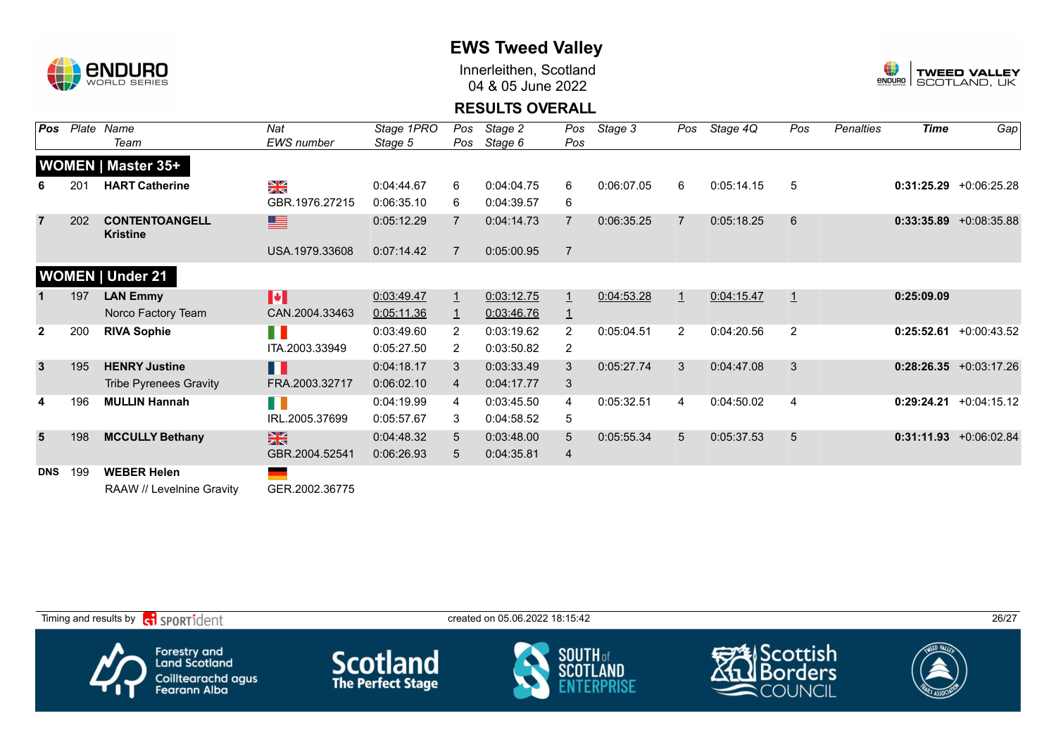# EWS Tweed Valley

Innerleithen, Scotland
04 & 05 June 2022

## RESULTS OVERALL

| Pos | Plate | Name / Team | Nat / EWS number | Stage 1PRO / Stage 5 | Pos / Pos | Stage 2 / Stage 6 | Pos / Pos | Stage 3 | Pos | Stage 4Q | Pos | Penalties | Time | Gap |
|---|---|---|---|---|---|---|---|---|---|---|---|---|---|---|
| **WOMEN \| Master 35+** | | | | | | | | | | | | | | |
| 6 | 201 | **HART Catherine** | GBR.1976.27215 | 0:04:44.67 / 0:06:35.10 | 6 / 6 | 0:04:04.75 / 0:04:39.57 | 6 / 6 | 0:06:07.05 | 6 | 0:05:14.15 | 5 | | **0:31:25.29** | +0:06:25.28 |
| 7 | 202 | **CONTENTOANGELL Kristine** | USA.1979.33608 | 0:05:12.29 / 0:07:14.42 | 7 / 7 | 0:04:14.73 / 0:05:00.95 | 7 / 7 | 0:06:35.25 | 7 | 0:05:18.25 | 6 | | **0:33:35.89** | +0:08:35.88 |
| **WOMEN \| Under 21** | | | | | | | | | | | | | | |
| 1 | 197 | **LAN Emmy** / Norco Factory Team | CAN.2004.33463 | 0:03:49.47 / 0:05:11.36 | 1 / 1 | 0:03:12.75 / 0:03:46.76 | 1 / 1 | 0:04:53.28 | 1 | 0:04:15.47 | 1 | | **0:25:09.09** | |
| 2 | 200 | **RIVA Sophie** | ITA.2003.33949 | 0:03:49.60 / 0:05:27.50 | 2 / 2 | 0:03:19.62 / 0:03:50.82 | 2 / 2 | 0:05:04.51 | 2 | 0:04:20.56 | 2 | | **0:25:52.61** | +0:00:43.52 |
| 3 | 195 | **HENRY Justine** / Tribe Pyrenees Gravity | FRA.2003.32717 | 0:04:18.17 / 0:06:02.10 | 3 / 4 | 0:03:33.49 / 0:04:17.77 | 3 / 3 | 0:05:27.74 | 3 | 0:04:47.08 | 3 | | **0:28:26.35** | +0:03:17.26 |
| 4 | 196 | **MULLIN Hannah** | IRL.2005.37699 | 0:04:19.99 / 0:05:57.67 | 4 / 3 | 0:03:45.50 / 0:04:58.52 | 4 / 5 | 0:05:32.51 | 4 | 0:04:50.02 | 4 | | **0:29:24.21** | +0:04:15.12 |
| 5 | 198 | **MCCULLY Bethany** | GBR.2004.52541 | 0:04:48.32 / 0:06:26.93 | 5 / 5 | 0:03:48.00 / 0:04:35.81 | 5 / 4 | 0:05:55.34 | 5 | 0:05:37.53 | 5 | | **0:31:11.93** | +0:06:02.84 |
| DNS | 199 | **WEBER Helen** / RAAW // Levelnine Gravity | GER.2002.36775 | | | | | | | | | | | |

Timing and results by SPORTident — created on 05.06.2022 18:15:42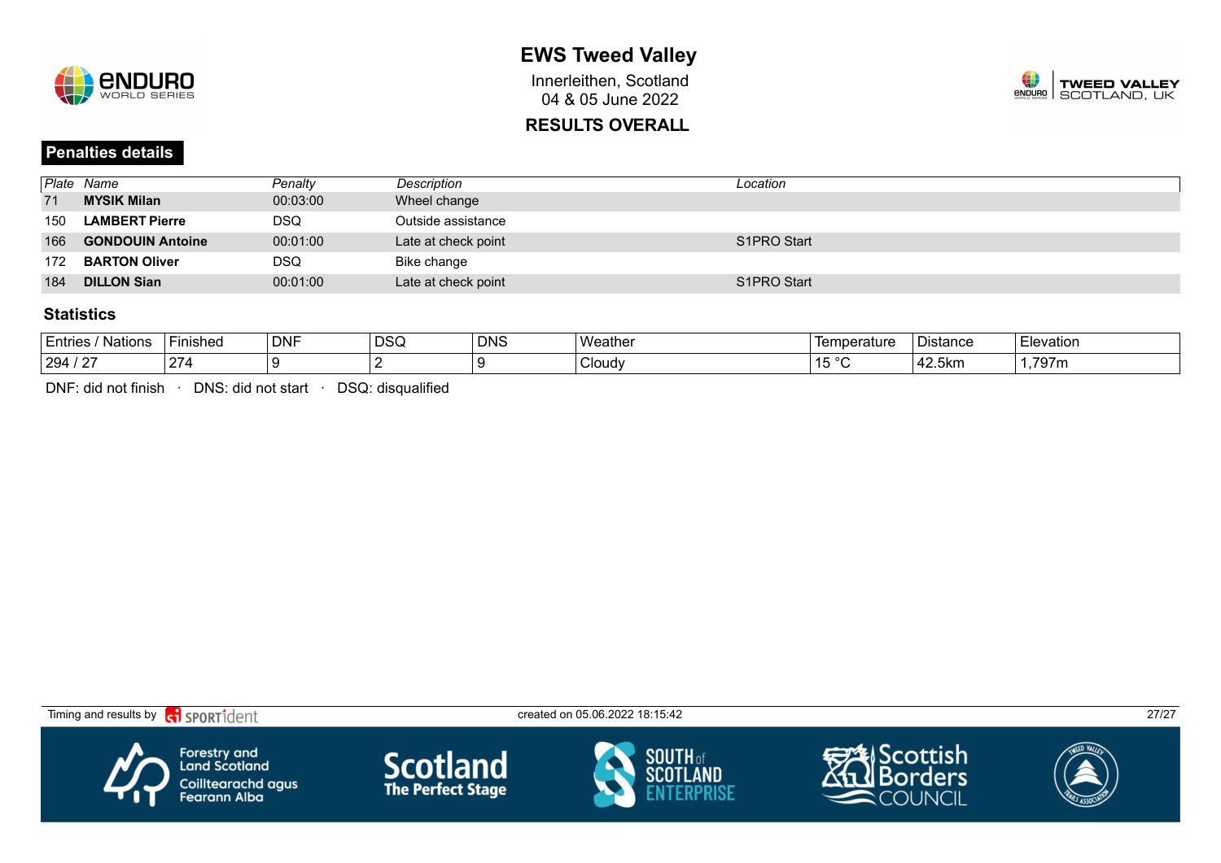# EWS Tweed Valley

Innerleithen, Scotland
04 & 05 June 2022

**RESULTS OVERALL**

## Penalties details

| Plate | Name | Penalty | Description | Location |
|---|---|---|---|---|
| 71 | **MYSIK Milan** | 00:03:00 | Wheel change | |
| 150 | **LAMBERT Pierre** | DSQ | Outside assistance | |
| 166 | **GONDOUIN Antoine** | 00:01:00 | Late at check point | S1PRO Start |
| 172 | **BARTON Oliver** | DSQ | Bike change | |
| 184 | **DILLON Sian** | 00:01:00 | Late at check point | S1PRO Start |

### Statistics

| Entries / Nations | Finished | DNF | DSQ | DNS | Weather | Temperature | Distance | Elevation |
|---|---|---|---|---|---|---|---|---|
| 294 / 27 | 274 | 9 | 2 | 9 | Cloudy | 15 °C | 42.5km | 1,797m |

DNF: did not finish · DNS: did not start · DSQ: disqualified

Timing and results by SPORTident

created on 05.06.2022 18:15:42